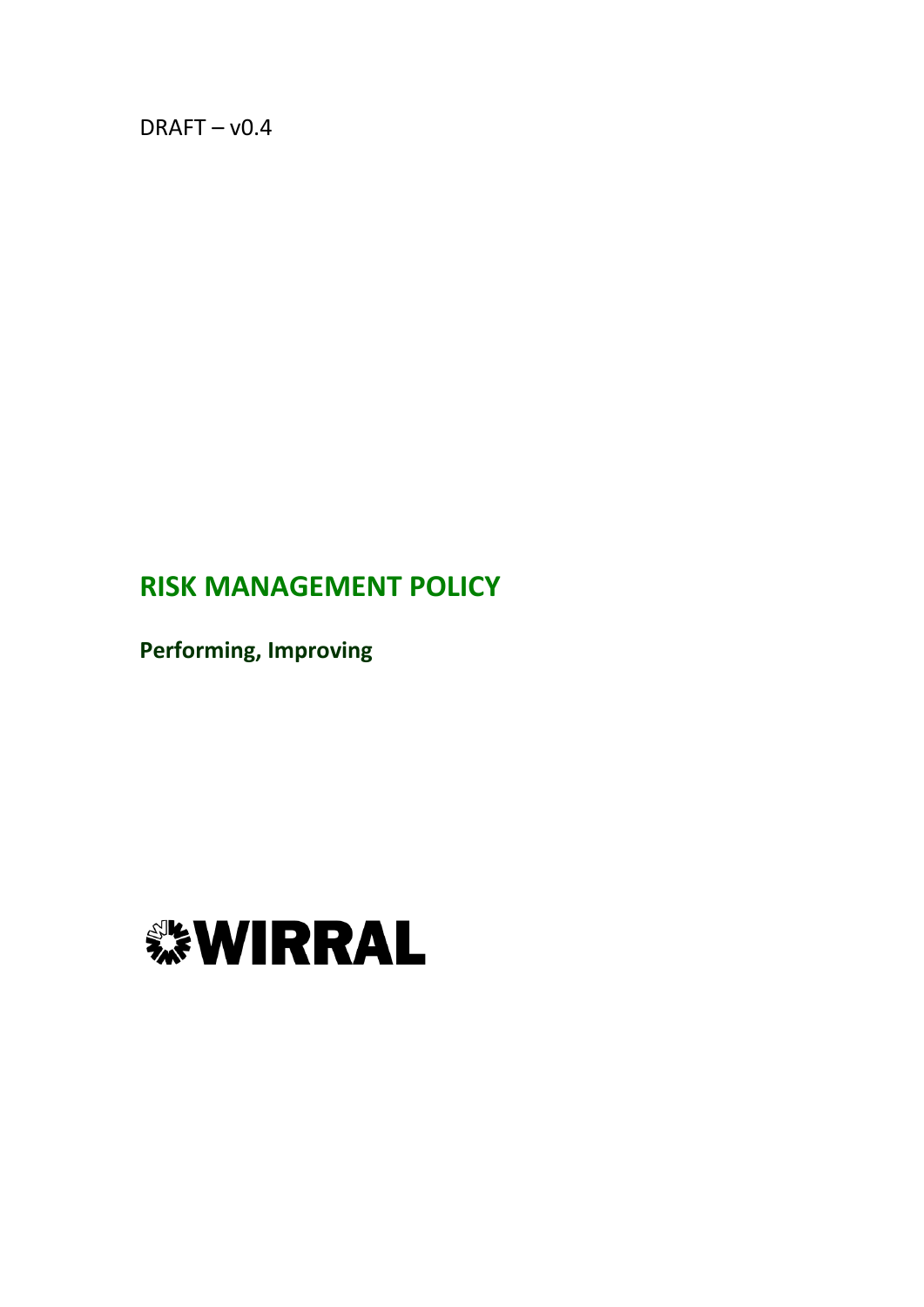DRAFT – v0.4

# RISK MANAGEMENT POLICY

**Performing, Improving**

WIRRAL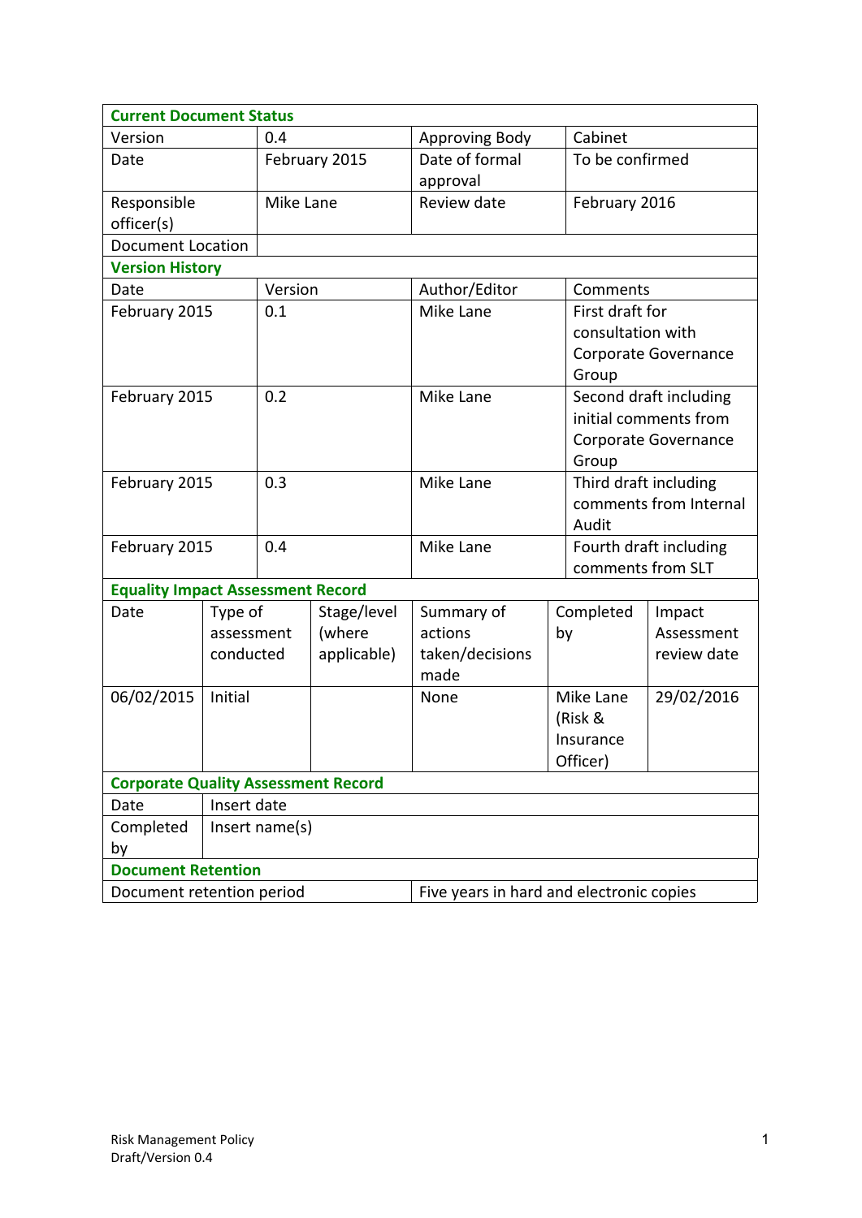## Current Document Status

| | | | |
|---|---|---|---|
| Version | 0.4 | Approving Body | Cabinet |
| Date | February 2015 | Date of formal approval | To be confirmed |
| Responsible officer(s) | Mike Lane | Review date | February 2016 |
| Document Location | | | |

## Version History

| Date | Version | Author/Editor | Comments |
|---|---|---|---|
| February 2015 | 0.1 | Mike Lane | First draft for consultation with Corporate Governance Group |
| February 2015 | 0.2 | Mike Lane | Second draft including initial comments from Corporate Governance Group |
| February 2015 | 0.3 | Mike Lane | Third draft including comments from Internal Audit |
| February 2015 | 0.4 | Mike Lane | Fourth draft including comments from SLT |

## Equality Impact Assessment Record

| Date | Type of assessment conducted | Stage/level (where applicable) | Summary of actions taken/decisions made | Completed by | Impact Assessment review date |
|---|---|---|---|---|---|
| 06/02/2015 | Initial | | None | Mike Lane (Risk & Insurance Officer) | 29/02/2016 |

## Corporate Quality Assessment Record

| | |
|---|---|
| Date | Insert date |
| Completed by | Insert name(s) |

## Document Retention

| | |
|---|---|
| Document retention period | Five years in hard and electronic copies |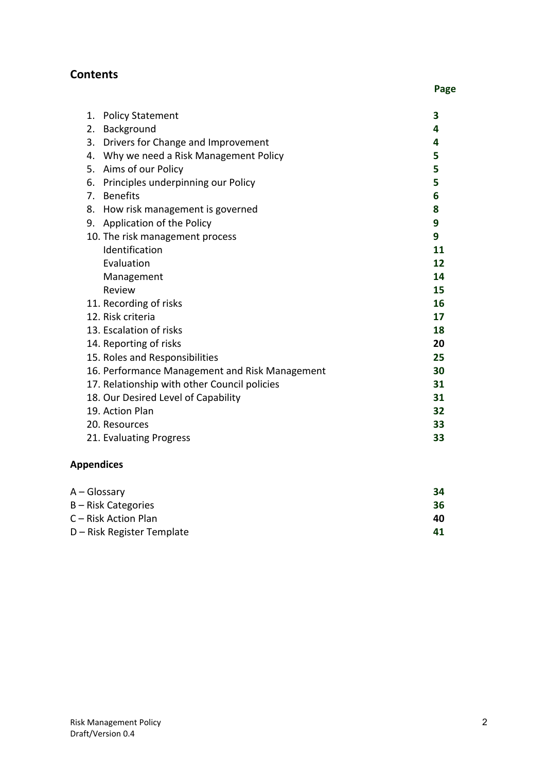## Contents

| | Page |
|---|---|
| 1. Policy Statement | **3** |
| 2. Background | **4** |
| 3. Drivers for Change and Improvement | **4** |
| 4. Why we need a Risk Management Policy | **5** |
| 5. Aims of our Policy | **5** |
| 6. Principles underpinning our Policy | **5** |
| 7. Benefits | **6** |
| 8. How risk management is governed | **8** |
| 9. Application of the Policy | **9** |
| 10. The risk management process | **9** |
| Identification | **11** |
| Evaluation | **12** |
| Management | **14** |
| Review | **15** |
| 11. Recording of risks | **16** |
| 12. Risk criteria | **17** |
| 13. Escalation of risks | **18** |
| 14. Reporting of risks | **20** |
| 15. Roles and Responsibilities | **25** |
| 16. Performance Management and Risk Management | **30** |
| 17. Relationship with other Council policies | **31** |
| 18. Our Desired Level of Capability | **31** |
| 19. Action Plan | **32** |
| 20. Resources | **33** |
| 21. Evaluating Progress | **33** |

**Appendices**

| | |
|---|---|
| A – Glossary | **34** |
| B – Risk Categories | **36** |
| C – Risk Action Plan | **40** |
| D – Risk Register Template | **41** |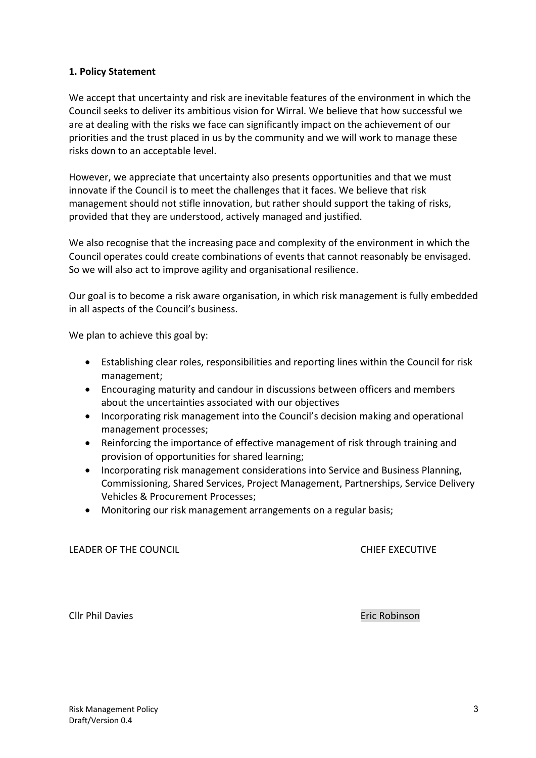## 1. Policy Statement

We accept that uncertainty and risk are inevitable features of the environment in which the Council seeks to deliver its ambitious vision for Wirral. We believe that how successful we are at dealing with the risks we face can significantly impact on the achievement of our priorities and the trust placed in us by the community and we will work to manage these risks down to an acceptable level.

However, we appreciate that uncertainty also presents opportunities and that we must innovate if the Council is to meet the challenges that it faces. We believe that risk management should not stifle innovation, but rather should support the taking of risks, provided that they are understood, actively managed and justified.

We also recognise that the increasing pace and complexity of the environment in which the Council operates could create combinations of events that cannot reasonably be envisaged. So we will also act to improve agility and organisational resilience.

Our goal is to become a risk aware organisation, in which risk management is fully embedded in all aspects of the Council's business.

We plan to achieve this goal by:

- Establishing clear roles, responsibilities and reporting lines within the Council for risk management;
- Encouraging maturity and candour in discussions between officers and members about the uncertainties associated with our objectives
- Incorporating risk management into the Council's decision making and operational management processes;
- Reinforcing the importance of effective management of risk through training and provision of opportunities for shared learning;
- Incorporating risk management considerations into Service and Business Planning, Commissioning, Shared Services, Project Management, Partnerships, Service Delivery Vehicles & Procurement Processes;
- Monitoring our risk management arrangements on a regular basis;

LEADER OF THE COUNCIL — CHIEF EXECUTIVE

Cllr Phil Davies — Eric Robinson

Risk Management Policy
Draft/Version 0.4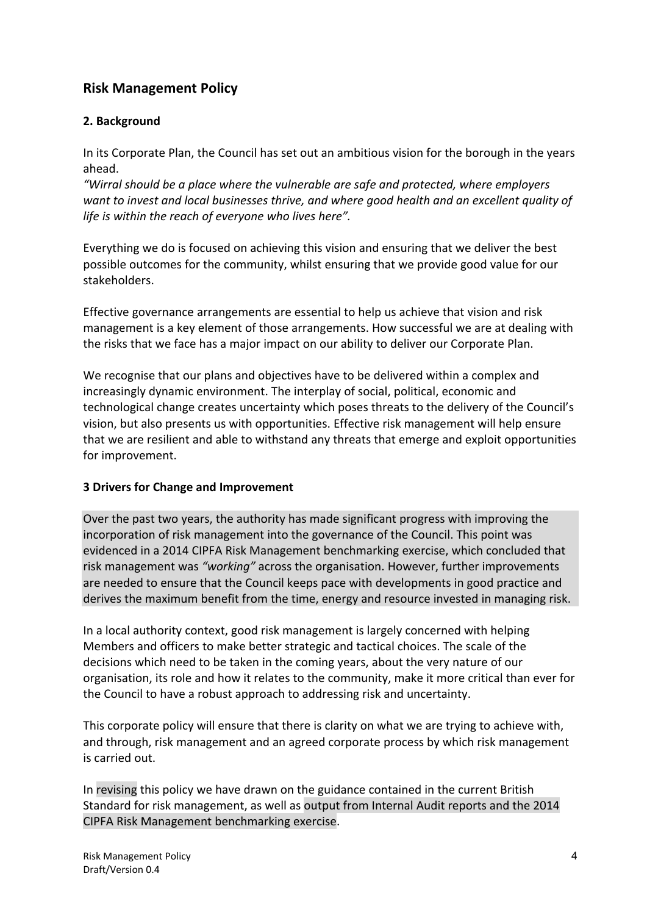## Risk Management Policy

### 2. Background

In its Corporate Plan, the Council has set out an ambitious vision for the borough in the years ahead.

*"Wirral should be a place where the vulnerable are safe and protected, where employers want to invest and local businesses thrive, and where good health and an excellent quality of life is within the reach of everyone who lives here".*

Everything we do is focused on achieving this vision and ensuring that we deliver the best possible outcomes for the community, whilst ensuring that we provide good value for our stakeholders.

Effective governance arrangements are essential to help us achieve that vision and risk management is a key element of those arrangements. How successful we are at dealing with the risks that we face has a major impact on our ability to deliver our Corporate Plan.

We recognise that our plans and objectives have to be delivered within a complex and increasingly dynamic environment. The interplay of social, political, economic and technological change creates uncertainty which poses threats to the delivery of the Council's vision, but also presents us with opportunities. Effective risk management will help ensure that we are resilient and able to withstand any threats that emerge and exploit opportunities for improvement.

### 3 Drivers for Change and Improvement

Over the past two years, the authority has made significant progress with improving the incorporation of risk management into the governance of the Council. This point was evidenced in a 2014 CIPFA Risk Management benchmarking exercise, which concluded that risk management was *"working"* across the organisation. However, further improvements are needed to ensure that the Council keeps pace with developments in good practice and derives the maximum benefit from the time, energy and resource invested in managing risk.

In a local authority context, good risk management is largely concerned with helping Members and officers to make better strategic and tactical choices. The scale of the decisions which need to be taken in the coming years, about the very nature of our organisation, its role and how it relates to the community, make it more critical than ever for the Council to have a robust approach to addressing risk and uncertainty.

This corporate policy will ensure that there is clarity on what we are trying to achieve with, and through, risk management and an agreed corporate process by which risk management is carried out.

In revising this policy we have drawn on the guidance contained in the current British Standard for risk management, as well as output from Internal Audit reports and the 2014 CIPFA Risk Management benchmarking exercise.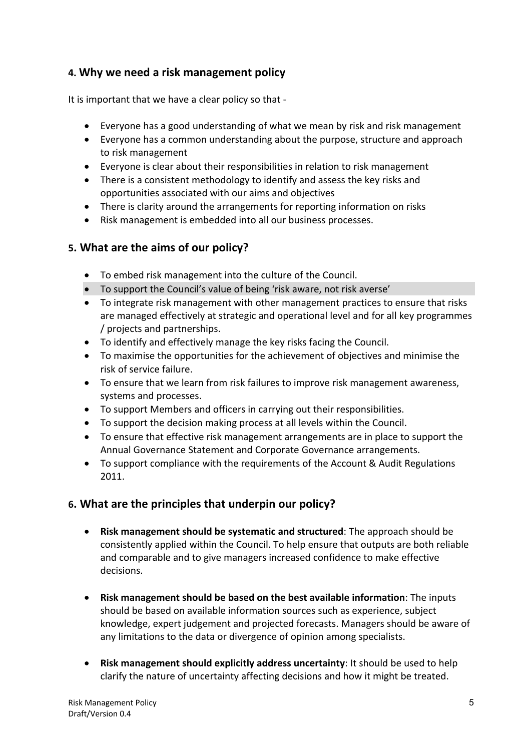## 4. Why we need a risk management policy

It is important that we have a clear policy so that -

- Everyone has a good understanding of what we mean by risk and risk management
- Everyone has a common understanding about the purpose, structure and approach to risk management
- Everyone is clear about their responsibilities in relation to risk management
- There is a consistent methodology to identify and assess the key risks and opportunities associated with our aims and objectives
- There is clarity around the arrangements for reporting information on risks
- Risk management is embedded into all our business processes.

## 5. What are the aims of our policy?

- To embed risk management into the culture of the Council.
- To support the Council's value of being 'risk aware, not risk averse'
- To integrate risk management with other management practices to ensure that risks are managed effectively at strategic and operational level and for all key programmes / projects and partnerships.
- To identify and effectively manage the key risks facing the Council.
- To maximise the opportunities for the achievement of objectives and minimise the risk of service failure.
- To ensure that we learn from risk failures to improve risk management awareness, systems and processes.
- To support Members and officers in carrying out their responsibilities.
- To support the decision making process at all levels within the Council.
- To ensure that effective risk management arrangements are in place to support the Annual Governance Statement and Corporate Governance arrangements.
- To support compliance with the requirements of the Account & Audit Regulations 2011.

## 6. What are the principles that underpin our policy?

- **Risk management should be systematic and structured**: The approach should be consistently applied within the Council. To help ensure that outputs are both reliable and comparable and to give managers increased confidence to make effective decisions.

- **Risk management should be based on the best available information**: The inputs should be based on available information sources such as experience, subject knowledge, expert judgement and projected forecasts. Managers should be aware of any limitations to the data or divergence of opinion among specialists.

- **Risk management should explicitly address uncertainty**: It should be used to help clarify the nature of uncertainty affecting decisions and how it might be treated.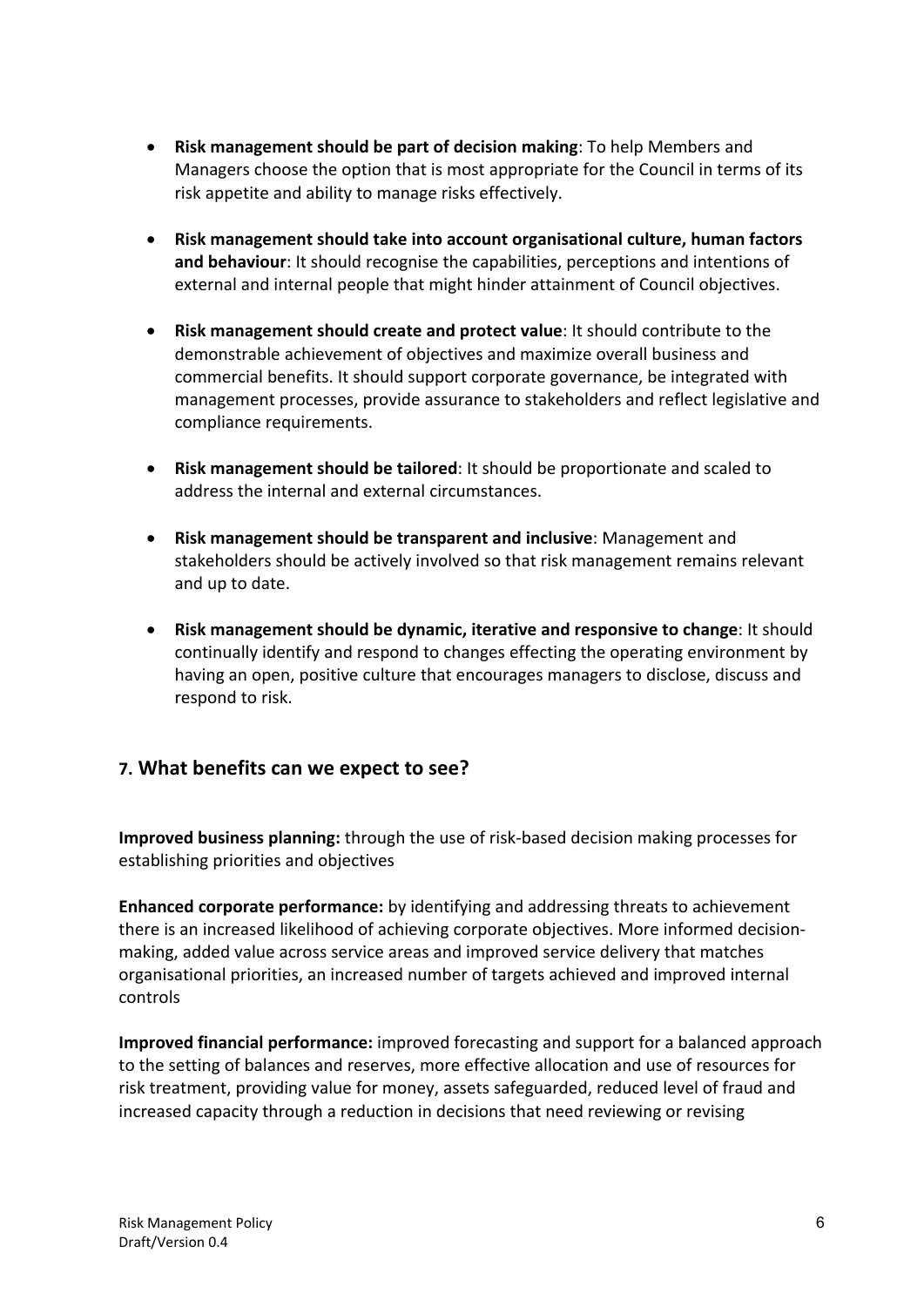- **Risk management should be part of decision making**: To help Members and Managers choose the option that is most appropriate for the Council in terms of its risk appetite and ability to manage risks effectively.

- **Risk management should take into account organisational culture, human factors and behaviour**: It should recognise the capabilities, perceptions and intentions of external and internal people that might hinder attainment of Council objectives.

- **Risk management should create and protect value**: It should contribute to the demonstrable achievement of objectives and maximize overall business and commercial benefits. It should support corporate governance, be integrated with management processes, provide assurance to stakeholders and reflect legislative and compliance requirements.

- **Risk management should be tailored**: It should be proportionate and scaled to address the internal and external circumstances.

- **Risk management should be transparent and inclusive**: Management and stakeholders should be actively involved so that risk management remains relevant and up to date.

- **Risk management should be dynamic, iterative and responsive to change**: It should continually identify and respond to changes effecting the operating environment by having an open, positive culture that encourages managers to disclose, discuss and respond to risk.

## 7. What benefits can we expect to see?

**Improved business planning:** through the use of risk-based decision making processes for establishing priorities and objectives

**Enhanced corporate performance:** by identifying and addressing threats to achievement there is an increased likelihood of achieving corporate objectives. More informed decision-making, added value across service areas and improved service delivery that matches organisational priorities, an increased number of targets achieved and improved internal controls

**Improved financial performance:** improved forecasting and support for a balanced approach to the setting of balances and reserves, more effective allocation and use of resources for risk treatment, providing value for money, assets safeguarded, reduced level of fraud and increased capacity through a reduction in decisions that need reviewing or revising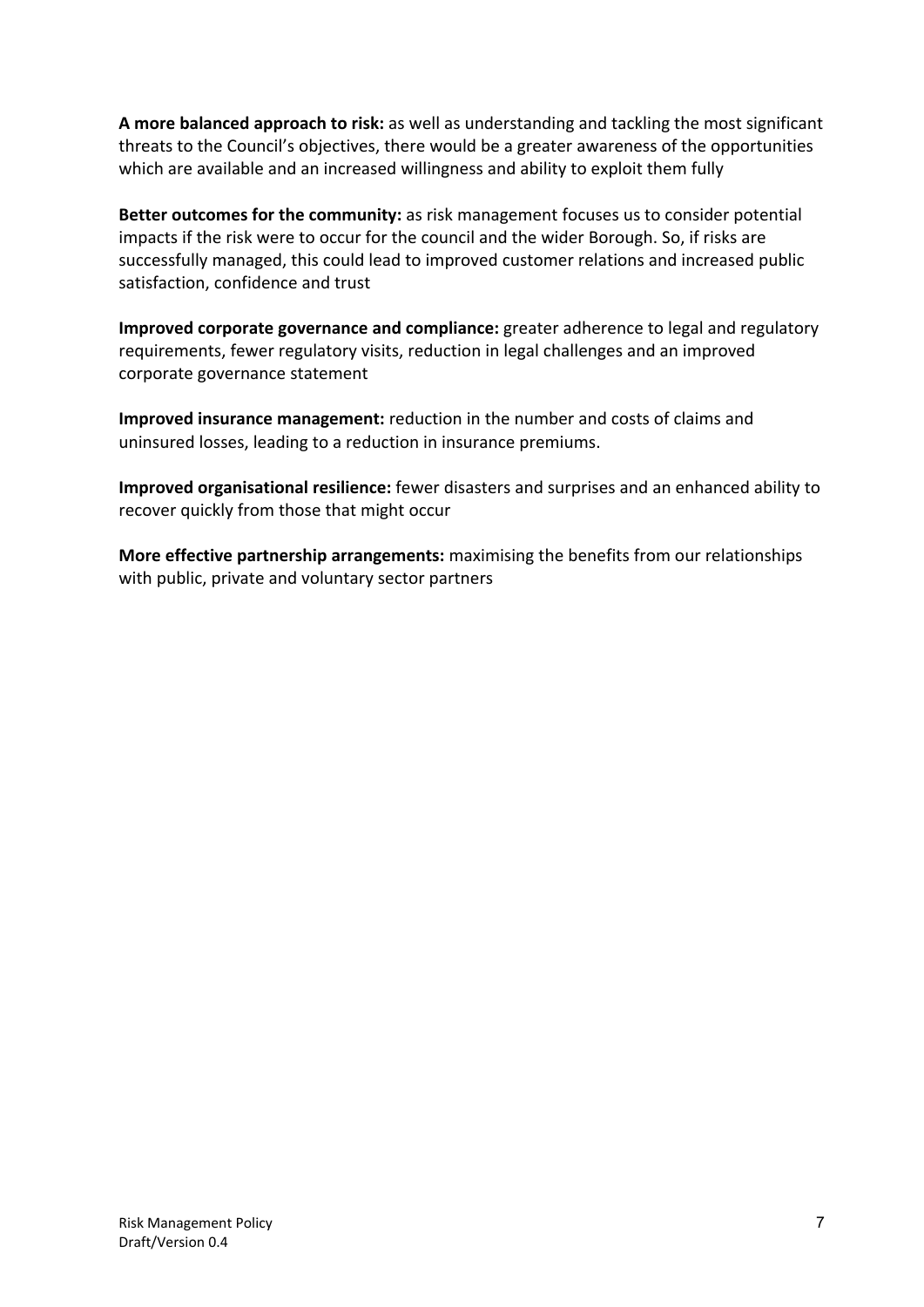**A more balanced approach to risk:** as well as understanding and tackling the most significant threats to the Council's objectives, there would be a greater awareness of the opportunities which are available and an increased willingness and ability to exploit them fully

**Better outcomes for the community:** as risk management focuses us to consider potential impacts if the risk were to occur for the council and the wider Borough. So, if risks are successfully managed, this could lead to improved customer relations and increased public satisfaction, confidence and trust

**Improved corporate governance and compliance:** greater adherence to legal and regulatory requirements, fewer regulatory visits, reduction in legal challenges and an improved corporate governance statement

**Improved insurance management:** reduction in the number and costs of claims and uninsured losses, leading to a reduction in insurance premiums.

**Improved organisational resilience:** fewer disasters and surprises and an enhanced ability to recover quickly from those that might occur

**More effective partnership arrangements:** maximising the benefits from our relationships with public, private and voluntary sector partners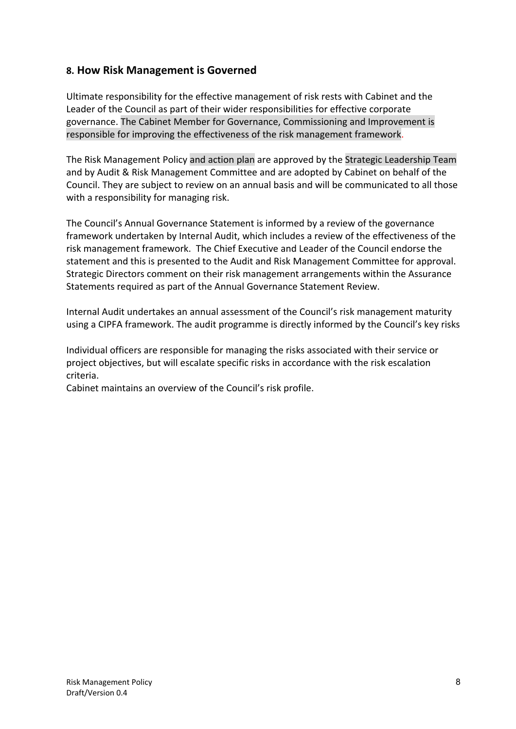## 8. How Risk Management is Governed

Ultimate responsibility for the effective management of risk rests with Cabinet and the Leader of the Council as part of their wider responsibilities for effective corporate governance. The Cabinet Member for Governance, Commissioning and Improvement is responsible for improving the effectiveness of the risk management framework.

The Risk Management Policy and action plan are approved by the Strategic Leadership Team and by Audit & Risk Management Committee and are adopted by Cabinet on behalf of the Council. They are subject to review on an annual basis and will be communicated to all those with a responsibility for managing risk.

The Council's Annual Governance Statement is informed by a review of the governance framework undertaken by Internal Audit, which includes a review of the effectiveness of the risk management framework. The Chief Executive and Leader of the Council endorse the statement and this is presented to the Audit and Risk Management Committee for approval. Strategic Directors comment on their risk management arrangements within the Assurance Statements required as part of the Annual Governance Statement Review.

Internal Audit undertakes an annual assessment of the Council's risk management maturity using a CIPFA framework. The audit programme is directly informed by the Council's key risks

Individual officers are responsible for managing the risks associated with their service or project objectives, but will escalate specific risks in accordance with the risk escalation criteria.
Cabinet maintains an overview of the Council's risk profile.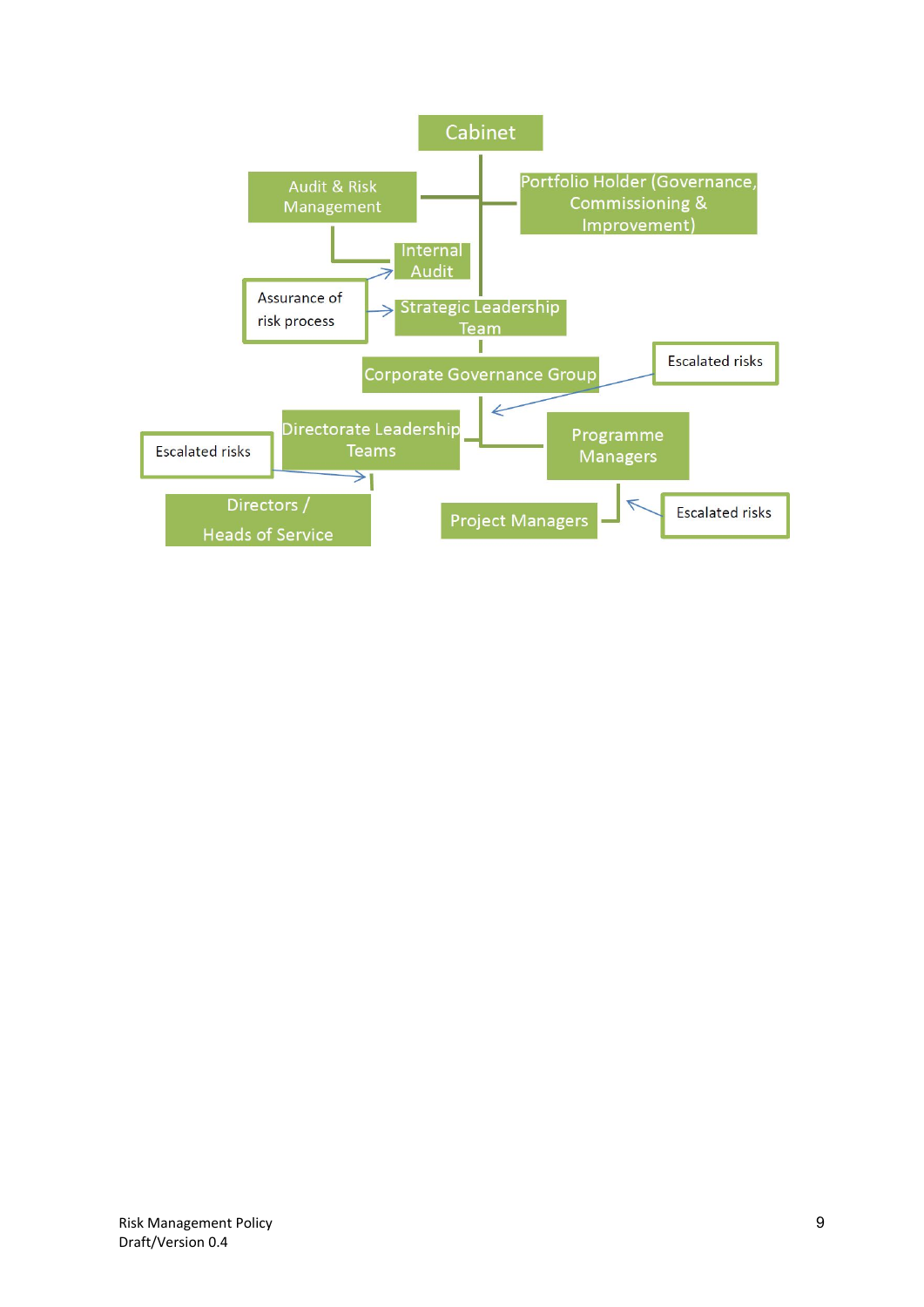Cabinet

Audit & Risk Management

Portfolio Holder (Governance, Commissioning & Improvement)

Internal Audit

Assurance of risk process

Strategic Leadership Team

Corporate Governance Group

Escalated risks

Directorate Leadership Teams

Escalated risks

Programme Managers

Directors / Heads of Service

Project Managers

Escalated risks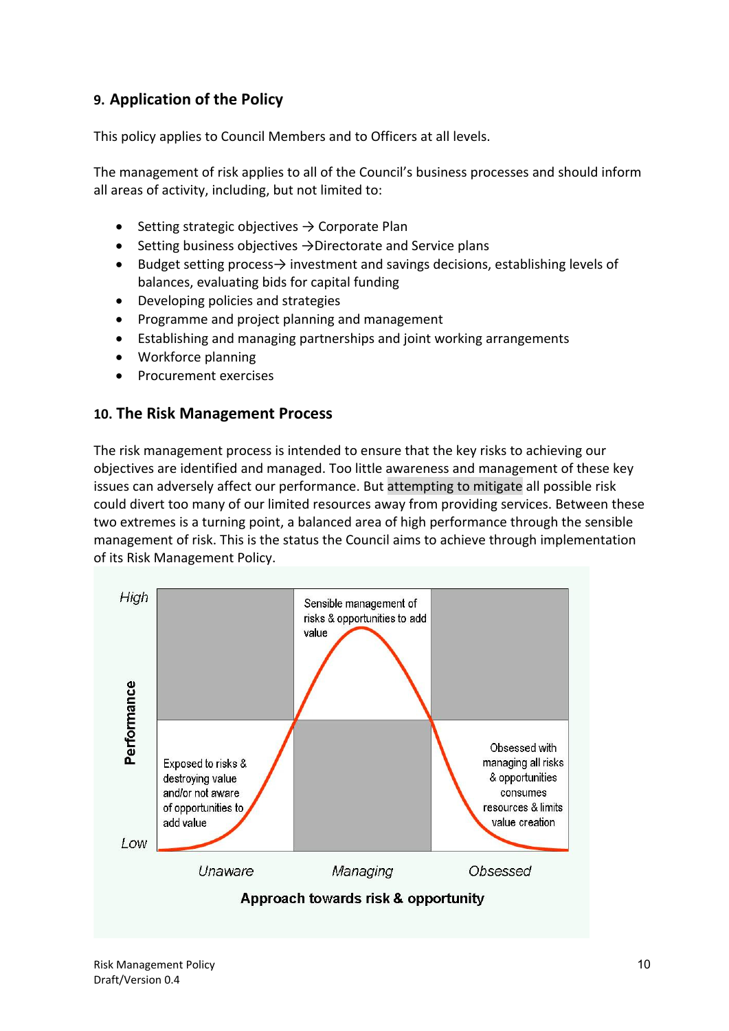## 9. Application of the Policy

This policy applies to Council Members and to Officers at all levels.

The management of risk applies to all of the Council's business processes and should inform all areas of activity, including, but not limited to:

- Setting strategic objectives → Corporate Plan
- Setting business objectives →Directorate and Service plans
- Budget setting process→ investment and savings decisions, establishing levels of balances, evaluating bids for capital funding
- Developing policies and strategies
- Programme and project planning and management
- Establishing and managing partnerships and joint working arrangements
- Workforce planning
- Procurement exercises

## 10. The Risk Management Process

The risk management process is intended to ensure that the key risks to achieving our objectives are identified and managed. Too little awareness and management of these key issues can adversely affect our performance. But attempting to mitigate all possible risk could divert too many of our limited resources away from providing services. Between these two extremes is a turning point, a balanced area of high performance through the sensible management of risk. This is the status the Council aims to achieve through implementation of its Risk Management Policy.

High

Performance

Low

Sensible management of risks & opportunities to add value

Exposed to risks & destroying value and/or not aware of opportunities to add value

Obsessed with managing all risks & opportunities consumes resources & limits value creation

Unaware | Managing | Obsessed

**Approach towards risk & opportunity**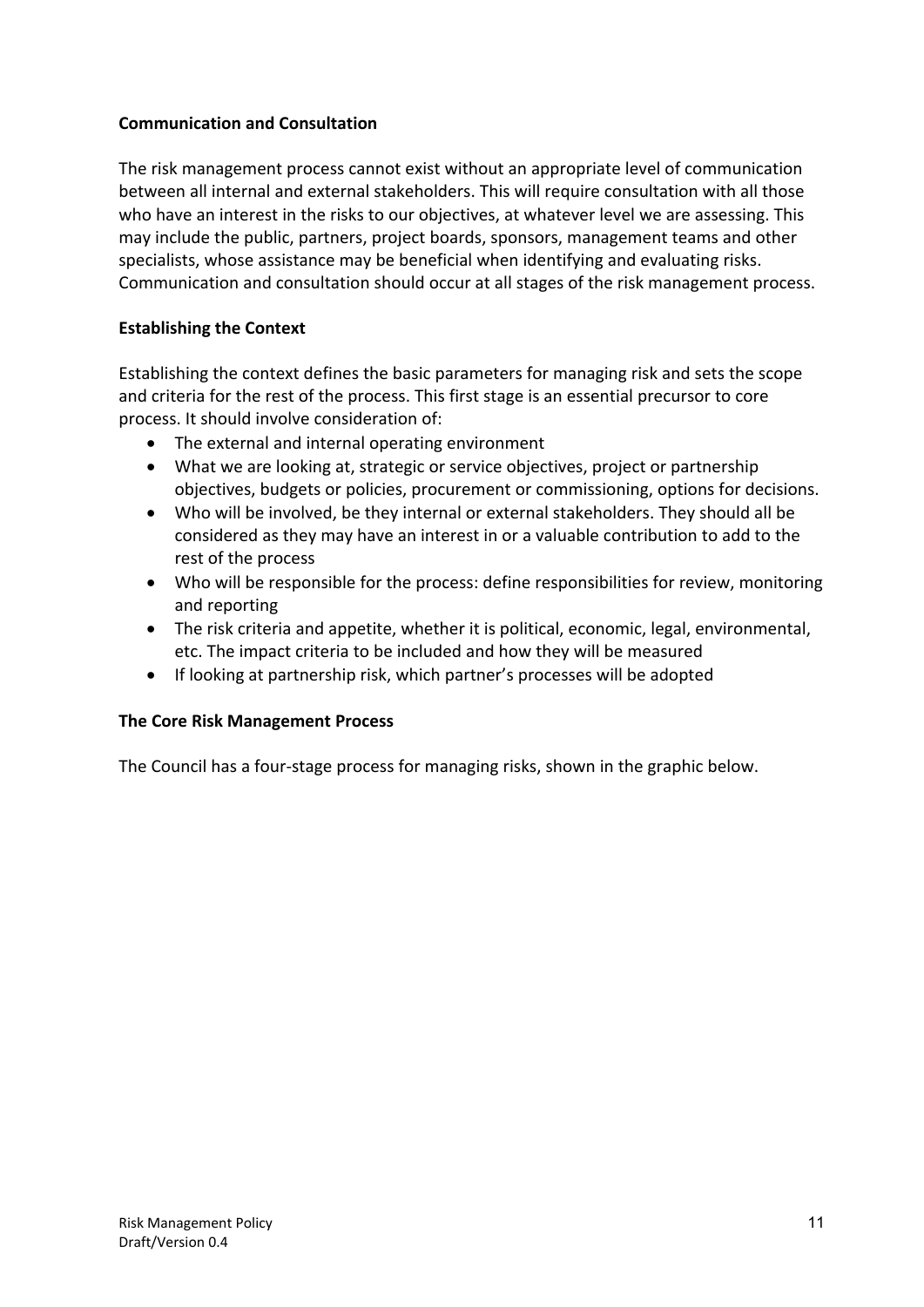**Communication and Consultation**

The risk management process cannot exist without an appropriate level of communication between all internal and external stakeholders. This will require consultation with all those who have an interest in the risks to our objectives, at whatever level we are assessing. This may include the public, partners, project boards, sponsors, management teams and other specialists, whose assistance may be beneficial when identifying and evaluating risks. Communication and consultation should occur at all stages of the risk management process.

**Establishing the Context**

Establishing the context defines the basic parameters for managing risk and sets the scope and criteria for the rest of the process. This first stage is an essential precursor to core process. It should involve consideration of:

- The external and internal operating environment
- What we are looking at, strategic or service objectives, project or partnership objectives, budgets or policies, procurement or commissioning, options for decisions.
- Who will be involved, be they internal or external stakeholders. They should all be considered as they may have an interest in or a valuable contribution to add to the rest of the process
- Who will be responsible for the process: define responsibilities for review, monitoring and reporting
- The risk criteria and appetite, whether it is political, economic, legal, environmental, etc. The impact criteria to be included and how they will be measured
- If looking at partnership risk, which partner's processes will be adopted

**The Core Risk Management Process**

The Council has a four-stage process for managing risks, shown in the graphic below.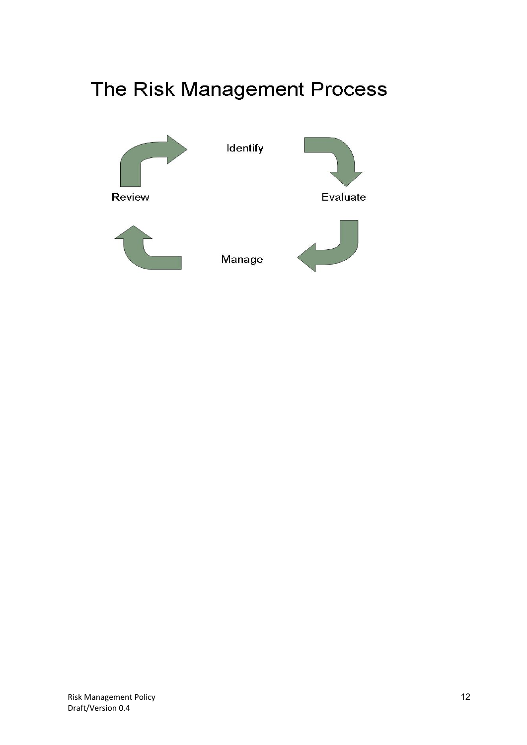# The Risk Management Process

Identify

Evaluate

Manage

Review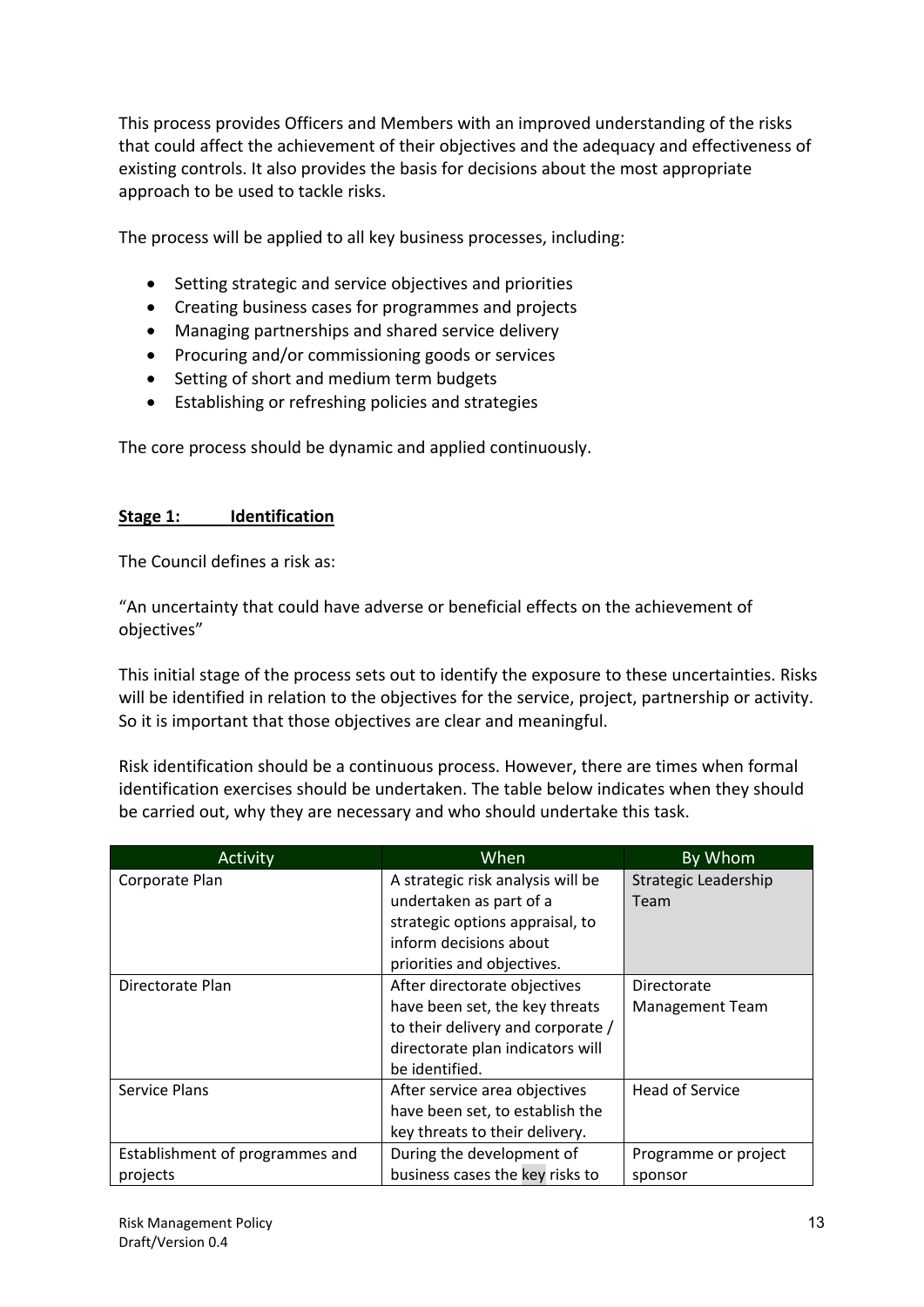This process provides Officers and Members with an improved understanding of the risks that could affect the achievement of their objectives and the adequacy and effectiveness of existing controls. It also provides the basis for decisions about the most appropriate approach to be used to tackle risks.

The process will be applied to all key business processes, including:

- Setting strategic and service objectives and priorities
- Creating business cases for programmes and projects
- Managing partnerships and shared service delivery
- Procuring and/or commissioning goods or services
- Setting of short and medium term budgets
- Establishing or refreshing policies and strategies

The core process should be dynamic and applied continuously.

**Stage 1: Identification**

The Council defines a risk as:

"An uncertainty that could have adverse or beneficial effects on the achievement of objectives"

This initial stage of the process sets out to identify the exposure to these uncertainties. Risks will be identified in relation to the objectives for the service, project, partnership or activity. So it is important that those objectives are clear and meaningful.

Risk identification should be a continuous process. However, there are times when formal identification exercises should be undertaken. The table below indicates when they should be carried out, why they are necessary and who should undertake this task.

| Activity | When | By Whom |
|---|---|---|
| Corporate Plan | A strategic risk analysis will be undertaken as part of a strategic options appraisal, to inform decisions about priorities and objectives. | Strategic Leadership Team |
| Directorate Plan | After directorate objectives have been set, the key threats to their delivery and corporate / directorate plan indicators will be identified. | Directorate Management Team |
| Service Plans | After service area objectives have been set, to establish the key threats to their delivery. | Head of Service |
| Establishment of programmes and projects | During the development of business cases the key risks to | Programme or project sponsor |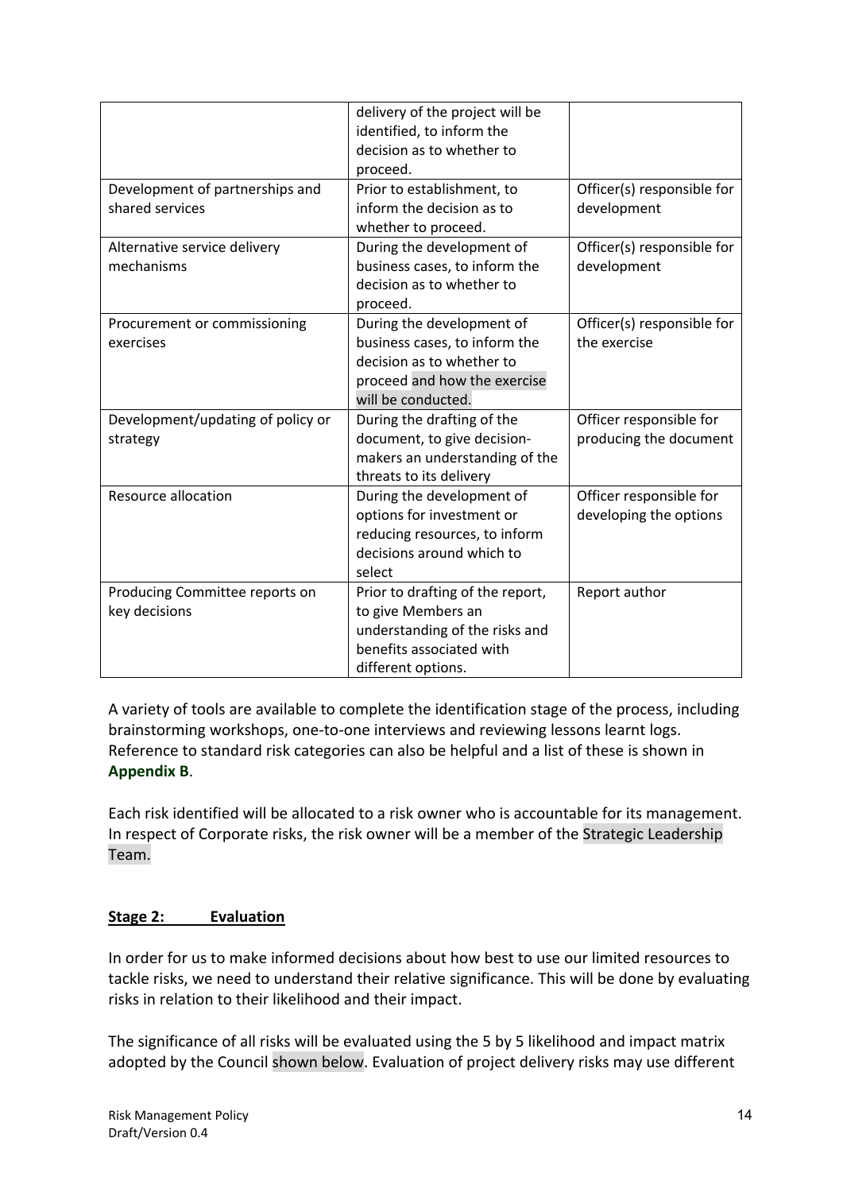| | | |
|---|---|---|
| | delivery of the project will be identified, to inform the decision as to whether to proceed. | |
| Development of partnerships and shared services | Prior to establishment, to inform the decision as to whether to proceed. | Officer(s) responsible for development |
| Alternative service delivery mechanisms | During the development of business cases, to inform the decision as to whether to proceed. | Officer(s) responsible for development |
| Procurement or commissioning exercises | During the development of business cases, to inform the decision as to whether to proceed and how the exercise will be conducted. | Officer(s) responsible for the exercise |
| Development/updating of policy or strategy | During the drafting of the document, to give decision-makers an understanding of the threats to its delivery | Officer responsible for producing the document |
| Resource allocation | During the development of options for investment or reducing resources, to inform decisions around which to select | Officer responsible for developing the options |
| Producing Committee reports on key decisions | Prior to drafting of the report, to give Members an understanding of the risks and benefits associated with different options. | Report author |

A variety of tools are available to complete the identification stage of the process, including brainstorming workshops, one-to-one interviews and reviewing lessons learnt logs. Reference to standard risk categories can also be helpful and a list of these is shown in **Appendix B**.

Each risk identified will be allocated to a risk owner who is accountable for its management. In respect of Corporate risks, the risk owner will be a member of the Strategic Leadership Team.

**Stage 2: Evaluation**

In order for us to make informed decisions about how best to use our limited resources to tackle risks, we need to understand their relative significance. This will be done by evaluating risks in relation to their likelihood and their impact.

The significance of all risks will be evaluated using the 5 by 5 likelihood and impact matrix adopted by the Council shown below. Evaluation of project delivery risks may use different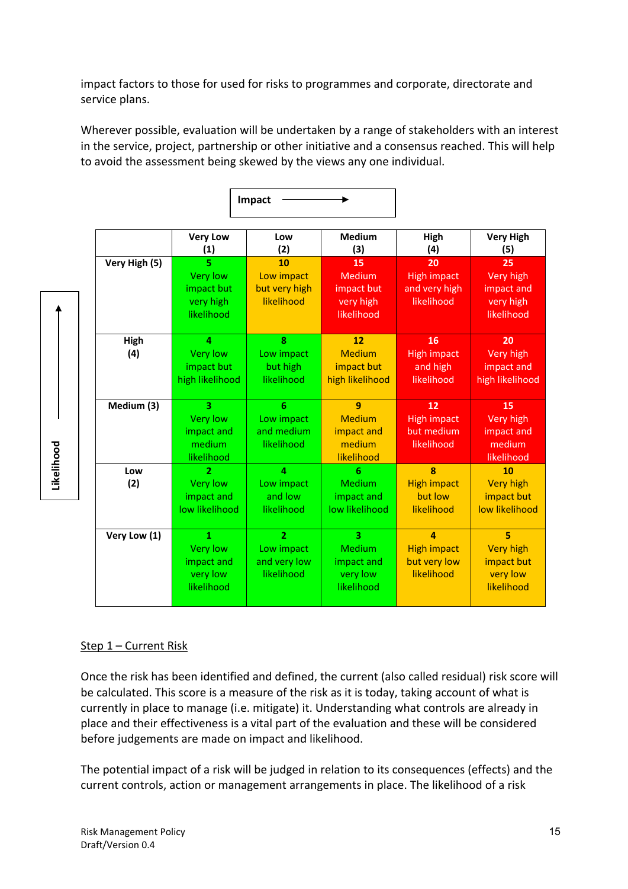impact factors to those for used for risks to programmes and corporate, directorate and service plans.

Wherever possible, evaluation will be undertaken by a range of stakeholders with an interest in the service, project, partnership or other initiative and a consensus reached. This will help to avoid the assessment being skewed by the views any one individual.

**Impact** →

| Likelihood ↑ | Very Low (1) | Low (2) | Medium (3) | High (4) | Very High (5) |
|---|---|---|---|---|---|
| **Very High (5)** | **5** Very low impact but very high likelihood | **10** Low impact but very high likelihood | **15** Medium impact but very high likelihood | **20** High impact and very high likelihood | **25** Very high impact and very high likelihood |
| **High (4)** | **4** Very low impact but high likelihood | **8** Low impact but high likelihood | **12** Medium impact but high likelihood | **16** High impact and high likelihood | **20** Very high impact and high likelihood |
| **Medium (3)** | **3** Very low impact and medium likelihood | **6** Low impact and medium likelihood | **9** Medium impact and medium likelihood | **12** High impact but medium likelihood | **15** Very high impact and medium likelihood |
| **Low (2)** | **2** Very low impact and low likelihood | **4** Low impact and low likelihood | **6** Medium impact and low likelihood | **8** High impact but low likelihood | **10** Very high impact but low likelihood |
| **Very Low (1)** | **1** Very low impact and very low likelihood | **2** Low impact and very low likelihood | **3** Medium impact and very low likelihood | **4** High impact but very low likelihood | **5** Very high impact but very low likelihood |

<u>Step 1 – Current Risk</u>

Once the risk has been identified and defined, the current (also called residual) risk score will be calculated. This score is a measure of the risk as it is today, taking account of what is currently in place to manage (i.e. mitigate) it. Understanding what controls are already in place and their effectiveness is a vital part of the evaluation and these will be considered before judgements are made on impact and likelihood.

The potential impact of a risk will be judged in relation to its consequences (effects) and the current controls, action or management arrangements in place. The likelihood of a risk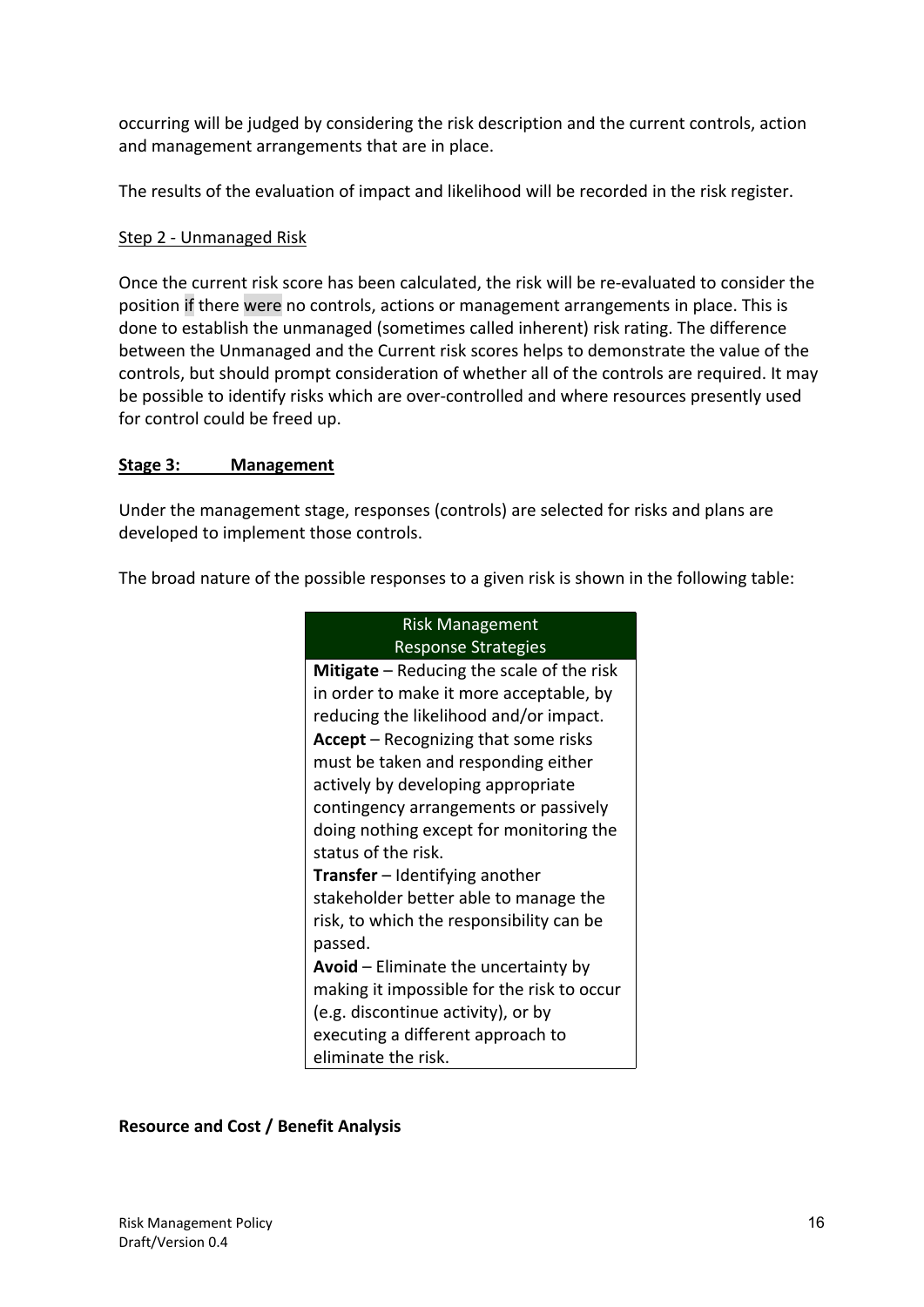occurring will be judged by considering the risk description and the current controls, action and management arrangements that are in place.

The results of the evaluation of impact and likelihood will be recorded in the risk register.

Step 2 - Unmanaged Risk

Once the current risk score has been calculated, the risk will be re-evaluated to consider the position if there were no controls, actions or management arrangements in place. This is done to establish the unmanaged (sometimes called inherent) risk rating. The difference between the Unmanaged and the Current risk scores helps to demonstrate the value of the controls, but should prompt consideration of whether all of the controls are required. It may be possible to identify risks which are over-controlled and where resources presently used for control could be freed up.

**Stage 3: Management**

Under the management stage, responses (controls) are selected for risks and plans are developed to implement those controls.

The broad nature of the possible responses to a given risk is shown in the following table:

| Risk Management Response Strategies |
|---|
| **Mitigate** – Reducing the scale of the risk in order to make it more acceptable, by reducing the likelihood and/or impact. **Accept** – Recognizing that some risks must be taken and responding either actively by developing appropriate contingency arrangements or passively doing nothing except for monitoring the status of the risk. **Transfer** – Identifying another stakeholder better able to manage the risk, to which the responsibility can be passed. **Avoid** – Eliminate the uncertainty by making it impossible for the risk to occur (e.g. discontinue activity), or by executing a different approach to eliminate the risk. |

**Resource and Cost / Benefit Analysis**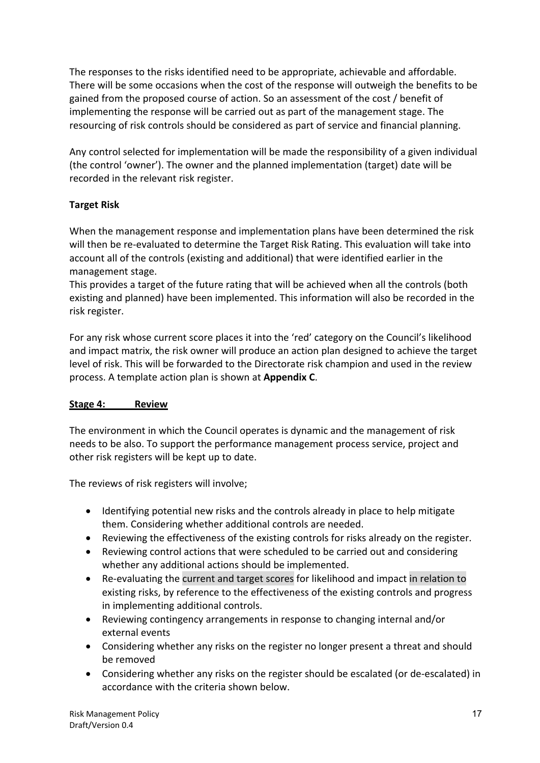The responses to the risks identified need to be appropriate, achievable and affordable. There will be some occasions when the cost of the response will outweigh the benefits to be gained from the proposed course of action. So an assessment of the cost / benefit of implementing the response will be carried out as part of the management stage. The resourcing of risk controls should be considered as part of service and financial planning.

Any control selected for implementation will be made the responsibility of a given individual (the control 'owner'). The owner and the planned implementation (target) date will be recorded in the relevant risk register.

**Target Risk**

When the management response and implementation plans have been determined the risk will then be re-evaluated to determine the Target Risk Rating. This evaluation will take into account all of the controls (existing and additional) that were identified earlier in the management stage.
This provides a target of the future rating that will be achieved when all the controls (both existing and planned) have been implemented. This information will also be recorded in the risk register.

For any risk whose current score places it into the 'red' category on the Council's likelihood and impact matrix, the risk owner will produce an action plan designed to achieve the target level of risk. This will be forwarded to the Directorate risk champion and used in the review process. A template action plan is shown at **Appendix C**.

**Stage 4: Review**

The environment in which the Council operates is dynamic and the management of risk needs to be also. To support the performance management process service, project and other risk registers will be kept up to date.

The reviews of risk registers will involve;

- Identifying potential new risks and the controls already in place to help mitigate them. Considering whether additional controls are needed.
- Reviewing the effectiveness of the existing controls for risks already on the register.
- Reviewing control actions that were scheduled to be carried out and considering whether any additional actions should be implemented.
- Re-evaluating the current and target scores for likelihood and impact in relation to existing risks, by reference to the effectiveness of the existing controls and progress in implementing additional controls.
- Reviewing contingency arrangements in response to changing internal and/or external events
- Considering whether any risks on the register no longer present a threat and should be removed
- Considering whether any risks on the register should be escalated (or de-escalated) in accordance with the criteria shown below.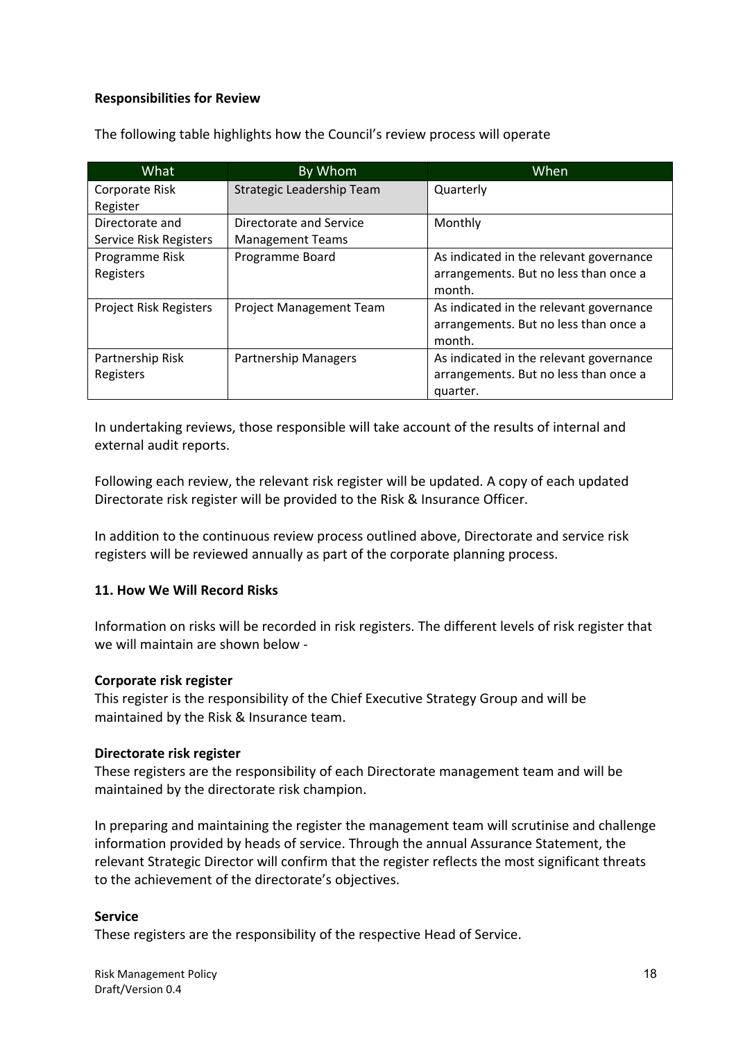**Responsibilities for Review**

The following table highlights how the Council's review process will operate

| What | By Whom | When |
|---|---|---|
| Corporate Risk Register | Strategic Leadership Team | Quarterly |
| Directorate and Service Risk Registers | Directorate and Service Management Teams | Monthly |
| Programme Risk Registers | Programme Board | As indicated in the relevant governance arrangements. But no less than once a month. |
| Project Risk Registers | Project Management Team | As indicated in the relevant governance arrangements. But no less than once a month. |
| Partnership Risk Registers | Partnership Managers | As indicated in the relevant governance arrangements. But no less than once a quarter. |

In undertaking reviews, those responsible will take account of the results of internal and external audit reports.

Following each review, the relevant risk register will be updated. A copy of each updated Directorate risk register will be provided to the Risk & Insurance Officer.

In addition to the continuous review process outlined above, Directorate and service risk registers will be reviewed annually as part of the corporate planning process.

**11. How We Will Record Risks**

Information on risks will be recorded in risk registers. The different levels of risk register that we will maintain are shown below -

**Corporate risk register**
This register is the responsibility of the Chief Executive Strategy Group and will be maintained by the Risk & Insurance team.

**Directorate risk register**
These registers are the responsibility of each Directorate management team and will be maintained by the directorate risk champion.

In preparing and maintaining the register the management team will scrutinise and challenge information provided by heads of service. Through the annual Assurance Statement, the relevant Strategic Director will confirm that the register reflects the most significant threats to the achievement of the directorate's objectives.

**Service**
These registers are the responsibility of the respective Head of Service.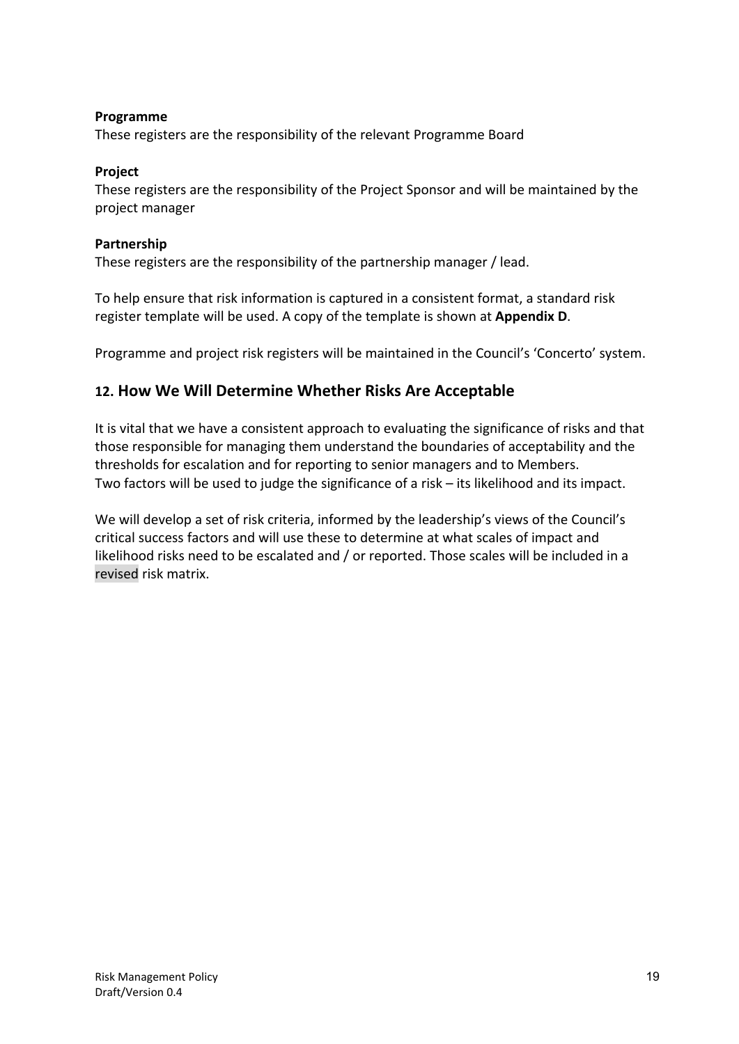**Programme**
These registers are the responsibility of the relevant Programme Board

**Project**
These registers are the responsibility of the Project Sponsor and will be maintained by the project manager

**Partnership**
These registers are the responsibility of the partnership manager / lead.

To help ensure that risk information is captured in a consistent format, a standard risk register template will be used. A copy of the template is shown at **Appendix D**.

Programme and project risk registers will be maintained in the Council's 'Concerto' system.

## 12. How We Will Determine Whether Risks Are Acceptable

It is vital that we have a consistent approach to evaluating the significance of risks and that those responsible for managing them understand the boundaries of acceptability and the thresholds for escalation and for reporting to senior managers and to Members.
Two factors will be used to judge the significance of a risk – its likelihood and its impact.

We will develop a set of risk criteria, informed by the leadership's views of the Council's critical success factors and will use these to determine at what scales of impact and likelihood risks need to be escalated and / or reported. Those scales will be included in a revised risk matrix.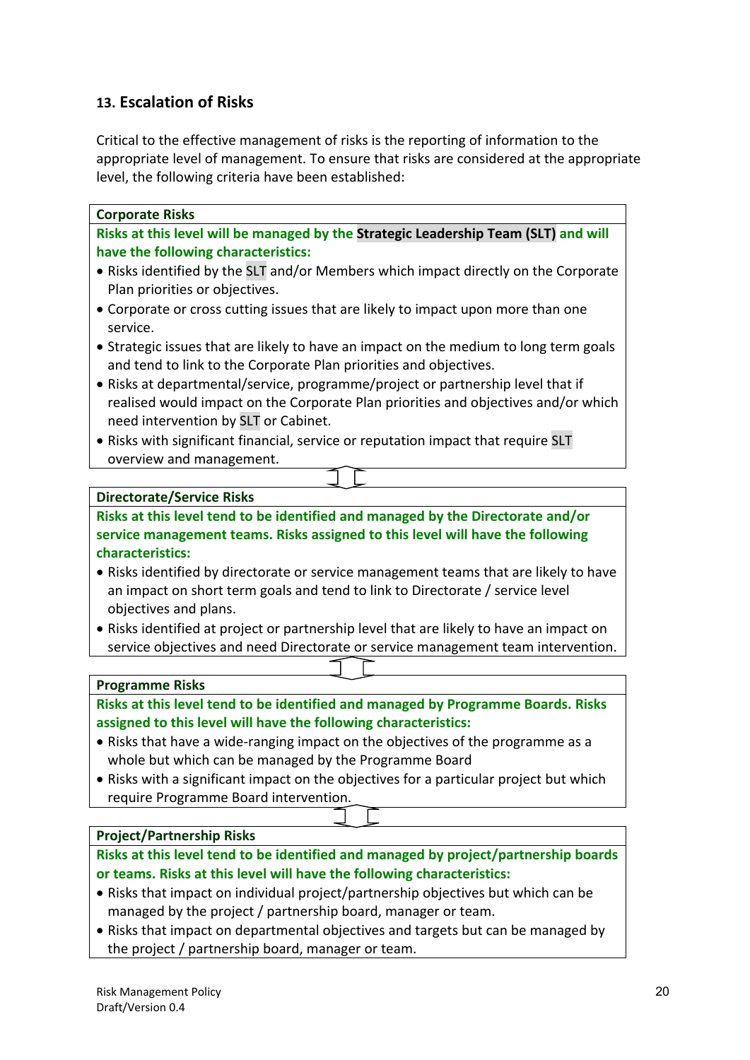## 13. Escalation of Risks

Critical to the effective management of risks is the reporting of information to the appropriate level of management. To ensure that risks are considered at the appropriate level, the following criteria have been established:

**Corporate Risks**

**Risks at this level will be managed by the Strategic Leadership Team (SLT) and will have the following characteristics:**

- Risks identified by the SLT and/or Members which impact directly on the Corporate Plan priorities or objectives.
- Corporate or cross cutting issues that are likely to impact upon more than one service.
- Strategic issues that are likely to have an impact on the medium to long term goals and tend to link to the Corporate Plan priorities and objectives.
- Risks at departmental/service, programme/project or partnership level that if realised would impact on the Corporate Plan priorities and objectives and/or which need intervention by SLT or Cabinet.
- Risks with significant financial, service or reputation impact that require SLT overview and management.

**Directorate/Service Risks**

**Risks at this level tend to be identified and managed by the Directorate and/or service management teams. Risks assigned to this level will have the following characteristics:**

- Risks identified by directorate or service management teams that are likely to have an impact on short term goals and tend to link to Directorate / service level objectives and plans.
- Risks identified at project or partnership level that are likely to have an impact on service objectives and need Directorate or service management team intervention.

**Programme Risks**

**Risks at this level tend to be identified and managed by Programme Boards. Risks assigned to this level will have the following characteristics:**

- Risks that have a wide-ranging impact on the objectives of the programme as a whole but which can be managed by the Programme Board
- Risks with a significant impact on the objectives for a particular project but which require Programme Board intervention.

**Project/Partnership Risks**

**Risks at this level tend to be identified and managed by project/partnership boards or teams. Risks at this level will have the following characteristics:**

- Risks that impact on individual project/partnership objectives but which can be managed by the project / partnership board, manager or team.
- Risks that impact on departmental objectives and targets but can be managed by the project / partnership board, manager or team.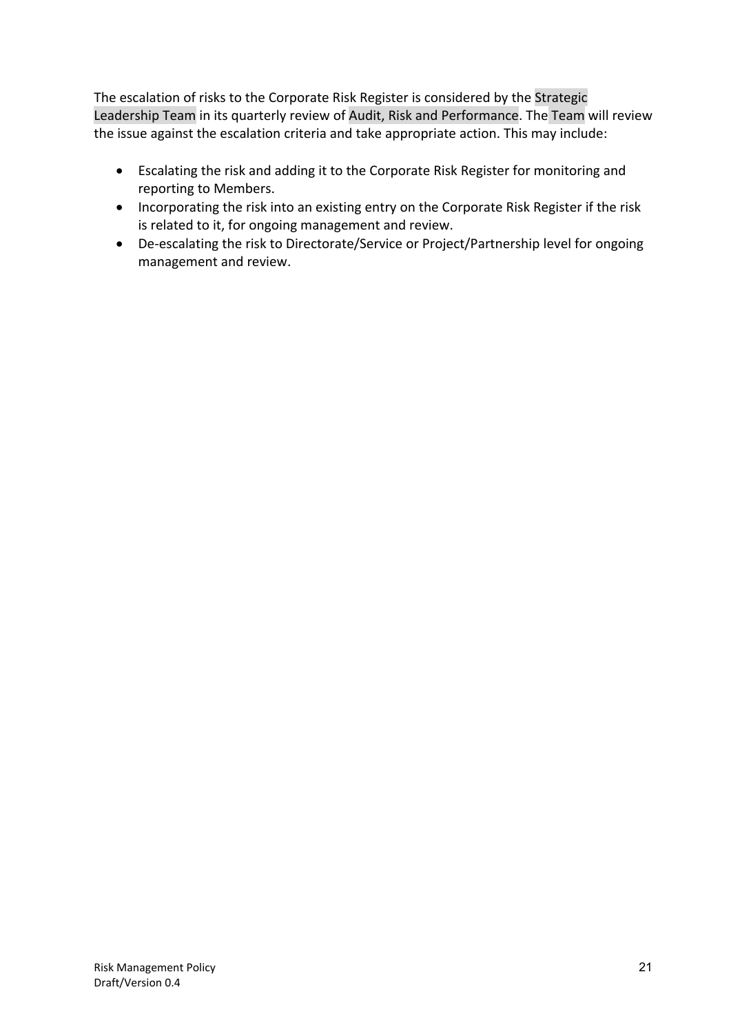The escalation of risks to the Corporate Risk Register is considered by the Strategic Leadership Team in its quarterly review of Audit, Risk and Performance. The Team will review the issue against the escalation criteria and take appropriate action. This may include:

- Escalating the risk and adding it to the Corporate Risk Register for monitoring and reporting to Members.
- Incorporating the risk into an existing entry on the Corporate Risk Register if the risk is related to it, for ongoing management and review.
- De-escalating the risk to Directorate/Service or Project/Partnership level for ongoing management and review.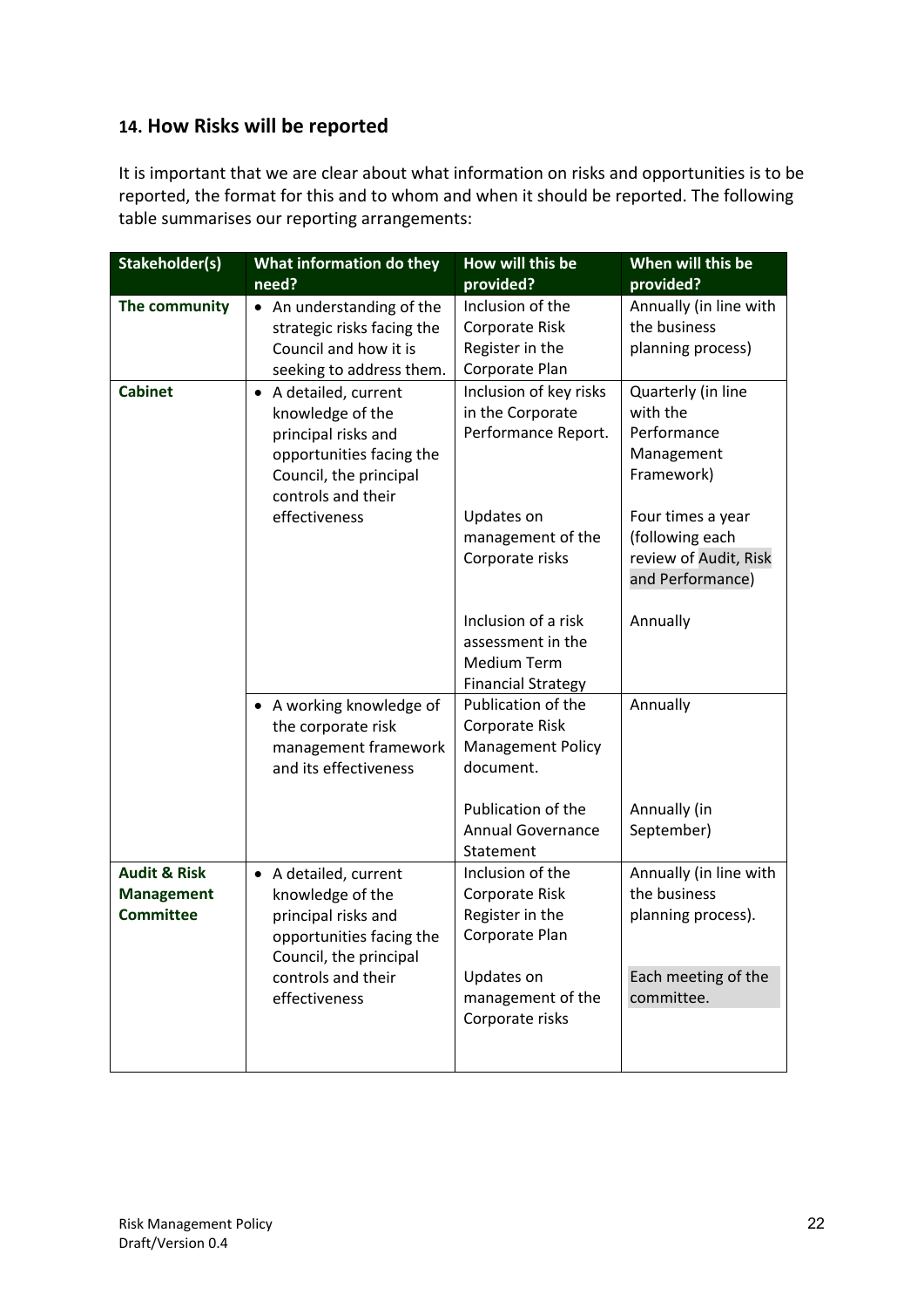## 14. How Risks will be reported

It is important that we are clear about what information on risks and opportunities is to be reported, the format for this and to whom and when it should be reported. The following table summarises our reporting arrangements:

| Stakeholder(s) | What information do they need? | How will this be provided? | When will this be provided? |
|---|---|---|---|
| **The community** | • An understanding of the strategic risks facing the Council and how it is seeking to address them. | Inclusion of the Corporate Risk Register in the Corporate Plan | Annually (in line with the business planning process) |
| **Cabinet** | • A detailed, current knowledge of the principal risks and opportunities facing the Council, the principal controls and their effectiveness | Inclusion of key risks in the Corporate Performance Report. | Quarterly (in line with the Performance Management Framework) |
| | | Updates on management of the Corporate risks | Four times a year (following each review of Audit, Risk and Performance) |
| | | Inclusion of a risk assessment in the Medium Term Financial Strategy | Annually |
| | • A working knowledge of the corporate risk management framework and its effectiveness | Publication of the Corporate Risk Management Policy document. | Annually |
| | | Publication of the Annual Governance Statement | Annually (in September) |
| **Audit & Risk Management Committee** | • A detailed, current knowledge of the principal risks and opportunities facing the Council, the principal controls and their effectiveness | Inclusion of the Corporate Risk Register in the Corporate Plan | Annually (in line with the business planning process). |
| | | Updates on management of the Corporate risks | Each meeting of the committee. |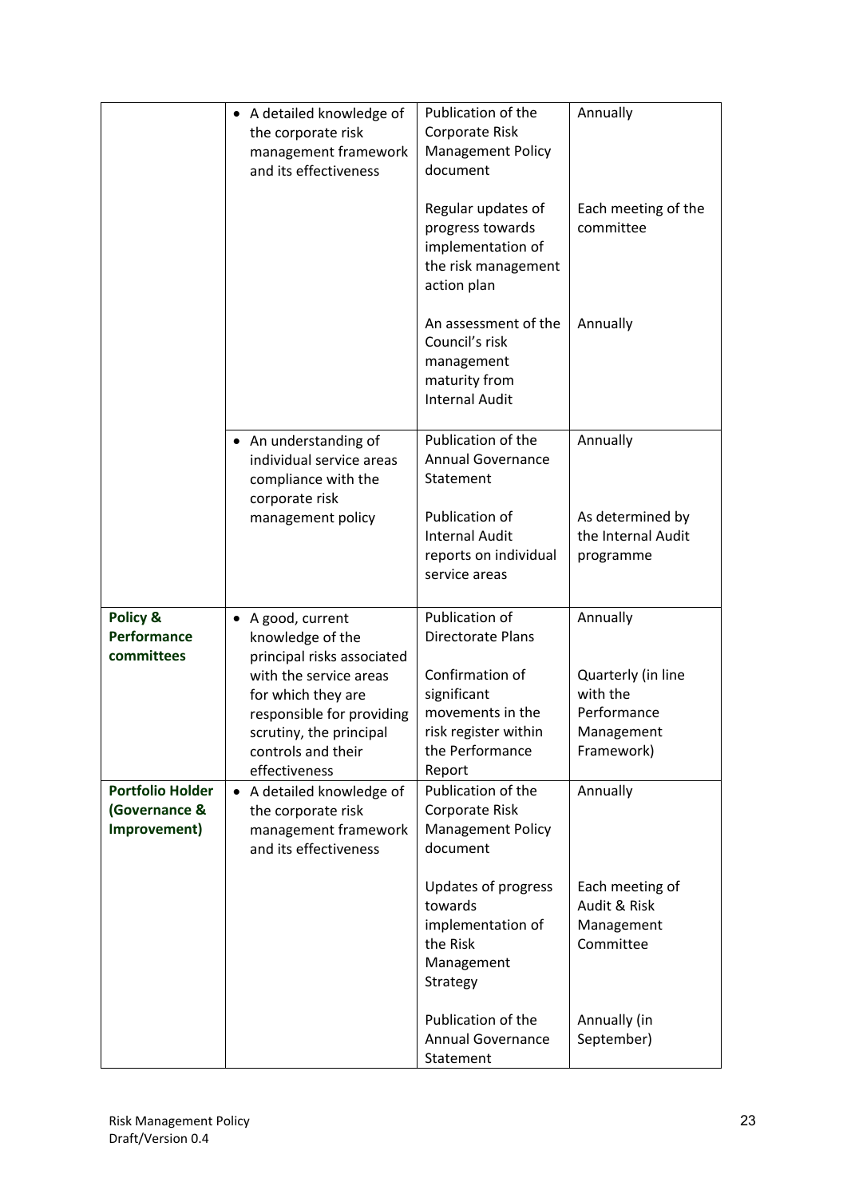| | | | |
|---|---|---|---|
| | • A detailed knowledge of the corporate risk management framework and its effectiveness | Publication of the Corporate Risk Management Policy document | Annually |
| | | Regular updates of progress towards implementation of the risk management action plan | Each meeting of the committee |
| | | An assessment of the Council's risk management maturity from Internal Audit | Annually |
| | • An understanding of individual service areas compliance with the corporate risk management policy | Publication of the Annual Governance Statement | Annually |
| | | Publication of Internal Audit reports on individual service areas | As determined by the Internal Audit programme |
| **Policy & Performance committees** | • A good, current knowledge of the principal risks associated with the service areas for which they are responsible for providing scrutiny, the principal controls and their effectiveness | Publication of Directorate Plans | Annually |
| | | Confirmation of significant movements in the risk register within the Performance Report | Quarterly (in line with the Performance Management Framework) |
| **Portfolio Holder (Governance & Improvement)** | • A detailed knowledge of the corporate risk management framework and its effectiveness | Publication of the Corporate Risk Management Policy document | Annually |
| | | Updates of progress towards implementation of the Risk Management Strategy | Each meeting of Audit & Risk Management Committee |
| | | Publication of the Annual Governance Statement | Annually (in September) |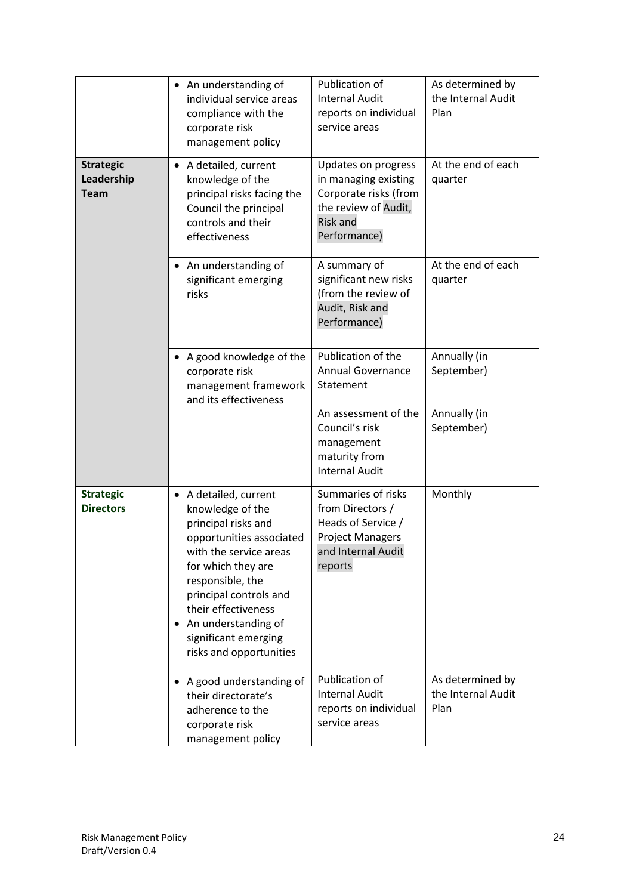| | | | |
|---|---|---|---|
| | • An understanding of individual service areas compliance with the corporate risk management policy | Publication of Internal Audit reports on individual service areas | As determined by the Internal Audit Plan |
| **Strategic Leadership Team** | • A detailed, current knowledge of the principal risks facing the Council the principal controls and their effectiveness | Updates on progress in managing existing Corporate risks (from the review of Audit, Risk and Performance) | At the end of each quarter |
| | • An understanding of significant emerging risks | A summary of significant new risks (from the review of Audit, Risk and Performance) | At the end of each quarter |
| | • A good knowledge of the corporate risk management framework and its effectiveness | Publication of the Annual Governance Statement<br><br>An assessment of the Council's risk management maturity from Internal Audit | Annually (in September)<br><br>Annually (in September) |
| **Strategic Directors** | • A detailed, current knowledge of the principal risks and opportunities associated with the service areas for which they are responsible, the principal controls and their effectiveness<br>• An understanding of significant emerging risks and opportunities | Summaries of risks from Directors / Heads of Service / Project Managers and Internal Audit reports | Monthly |
| | • A good understanding of their directorate's adherence to the corporate risk management policy | Publication of Internal Audit reports on individual service areas | As determined by the Internal Audit Plan |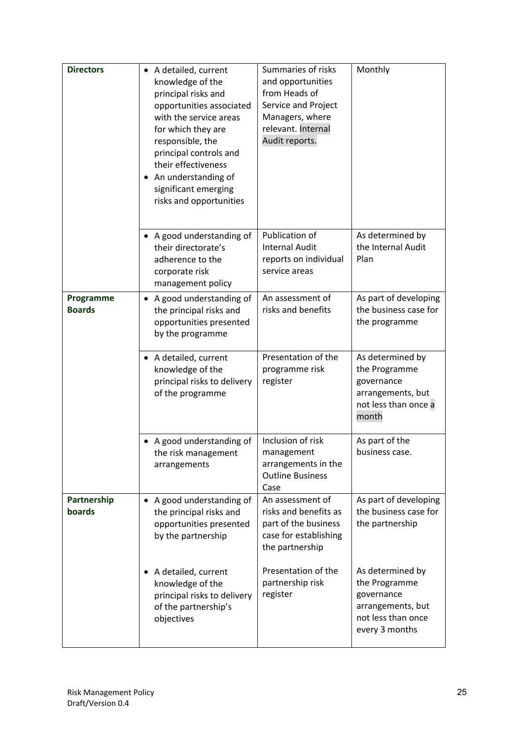| | | | |
|---|---|---|---|
| **Directors** | • A detailed, current knowledge of the principal risks and opportunities associated with the service areas for which they are responsible, the principal controls and their effectiveness<br>• An understanding of significant emerging risks and opportunities | Summaries of risks and opportunities from Heads of Service and Project Managers, where relevant. Internal Audit reports. | Monthly |
| | • A good understanding of their directorate's adherence to the corporate risk management policy | Publication of Internal Audit reports on individual service areas | As determined by the Internal Audit Plan |
| **Programme Boards** | • A good understanding of the principal risks and opportunities presented by the programme | An assessment of risks and benefits | As part of developing the business case for the programme |
| | • A detailed, current knowledge of the principal risks to delivery of the programme | Presentation of the programme risk register | As determined by the Programme governance arrangements, but not less than once a month |
| | • A good understanding of the risk management arrangements | Inclusion of risk management arrangements in the Outline Business Case | As part of the business case. |
| **Partnership boards** | • A good understanding of the principal risks and opportunities presented by the partnership<br><br>• A detailed, current knowledge of the principal risks to delivery of the partnership's objectives | An assessment of risks and benefits as part of the business case for establishing the partnership<br><br>Presentation of the partnership risk register | As part of developing the business case for the partnership<br><br>As determined by the Programme governance arrangements, but not less than once every 3 months |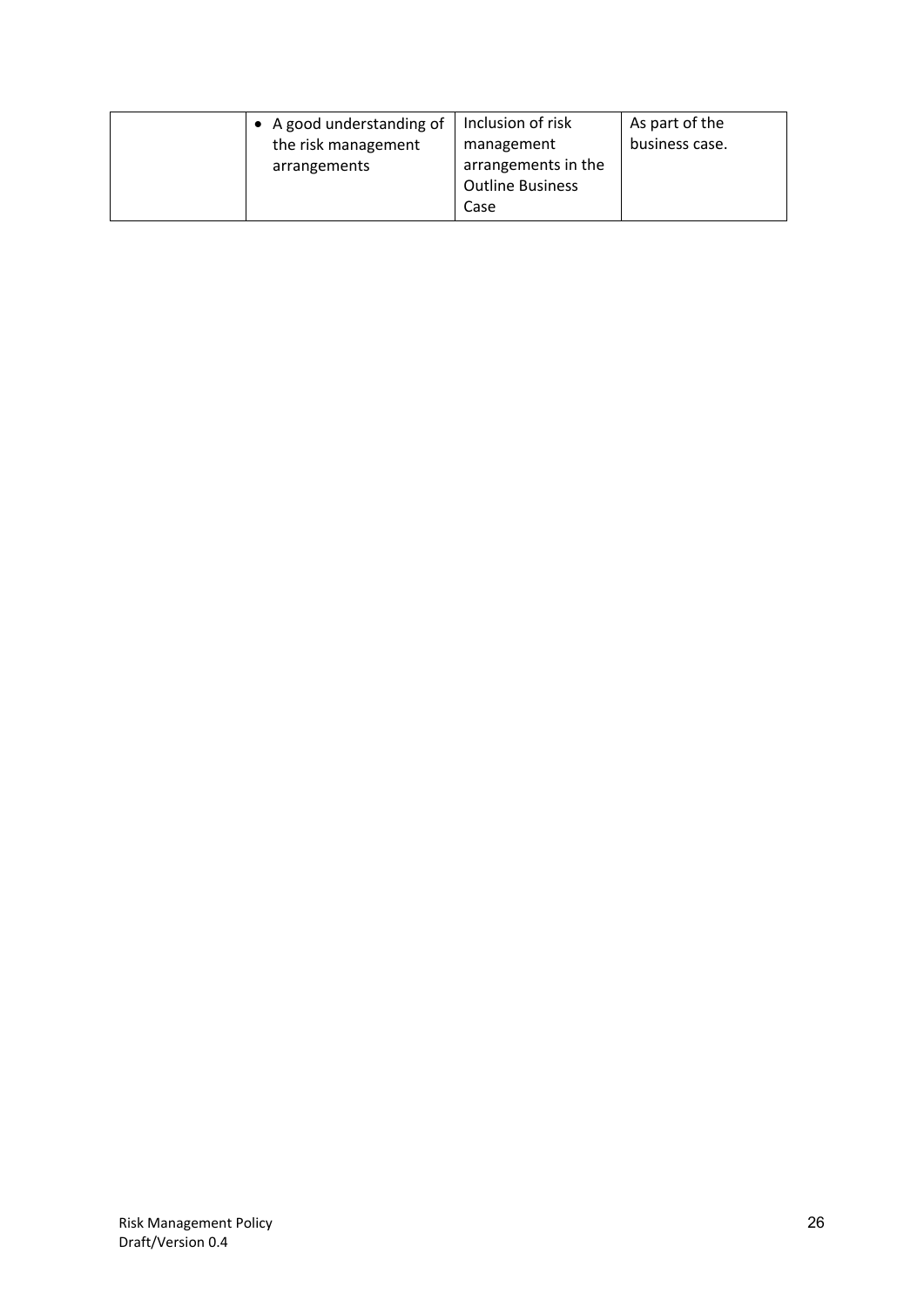| | | | |
|---|---|---|---|
| | • A good understanding of the risk management arrangements | Inclusion of risk management arrangements in the Outline Business Case | As part of the business case. |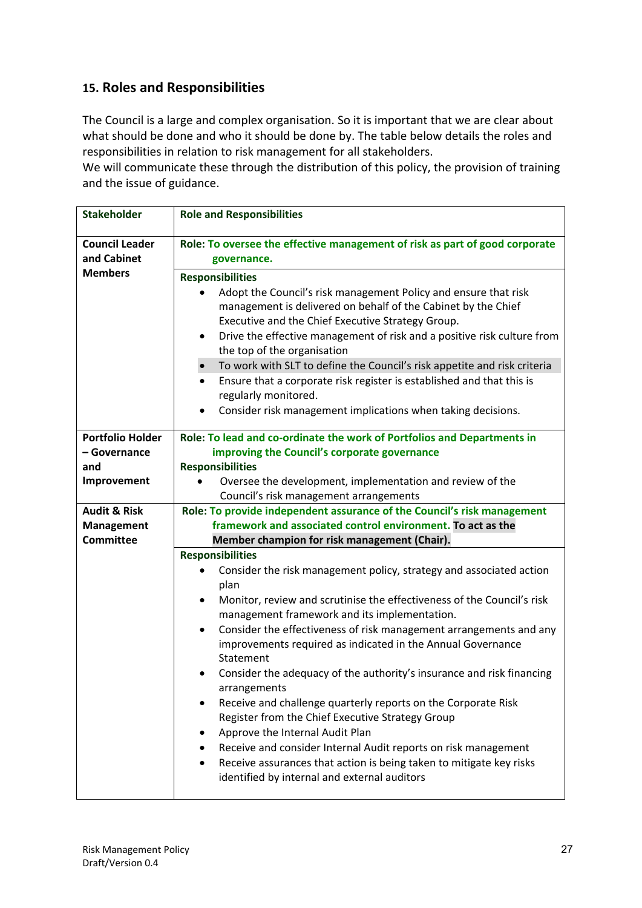## 15. Roles and Responsibilities

The Council is a large and complex organisation. So it is important that we are clear about what should be done and who it should be done by. The table below details the roles and responsibilities in relation to risk management for all stakeholders.
We will communicate these through the distribution of this policy, the provision of training and the issue of guidance.

| Stakeholder | Role and Responsibilities |
|---|---|
| **Council Leader and Cabinet Members** | **Role: To oversee the effective management of risk as part of good corporate governance.** |
| | **Responsibilities**<br>• Adopt the Council's risk management Policy and ensure that risk management is delivered on behalf of the Cabinet by the Chief Executive and the Chief Executive Strategy Group.<br>• Drive the effective management of risk and a positive risk culture from the top of the organisation<br>• To work with SLT to define the Council's risk appetite and risk criteria<br>• Ensure that a corporate risk register is established and that this is regularly monitored.<br>• Consider risk management implications when taking decisions. |
| **Portfolio Holder – Governance and Improvement** | **Role: To lead and co-ordinate the work of Portfolios and Departments in improving the Council's corporate governance**<br>**Responsibilities**<br>• Oversee the development, implementation and review of the Council's risk management arrangements |
| **Audit & Risk Management Committee** | **Role: To provide independent assurance of the Council's risk management framework and associated control environment. To act as the Member champion for risk management (Chair).** |
| | **Responsibilities**<br>• Consider the risk management policy, strategy and associated action plan<br>• Monitor, review and scrutinise the effectiveness of the Council's risk management framework and its implementation.<br>• Consider the effectiveness of risk management arrangements and any improvements required as indicated in the Annual Governance Statement<br>• Consider the adequacy of the authority's insurance and risk financing arrangements<br>• Receive and challenge quarterly reports on the Corporate Risk Register from the Chief Executive Strategy Group<br>• Approve the Internal Audit Plan<br>• Receive and consider Internal Audit reports on risk management<br>• Receive assurances that action is being taken to mitigate key risks identified by internal and external auditors |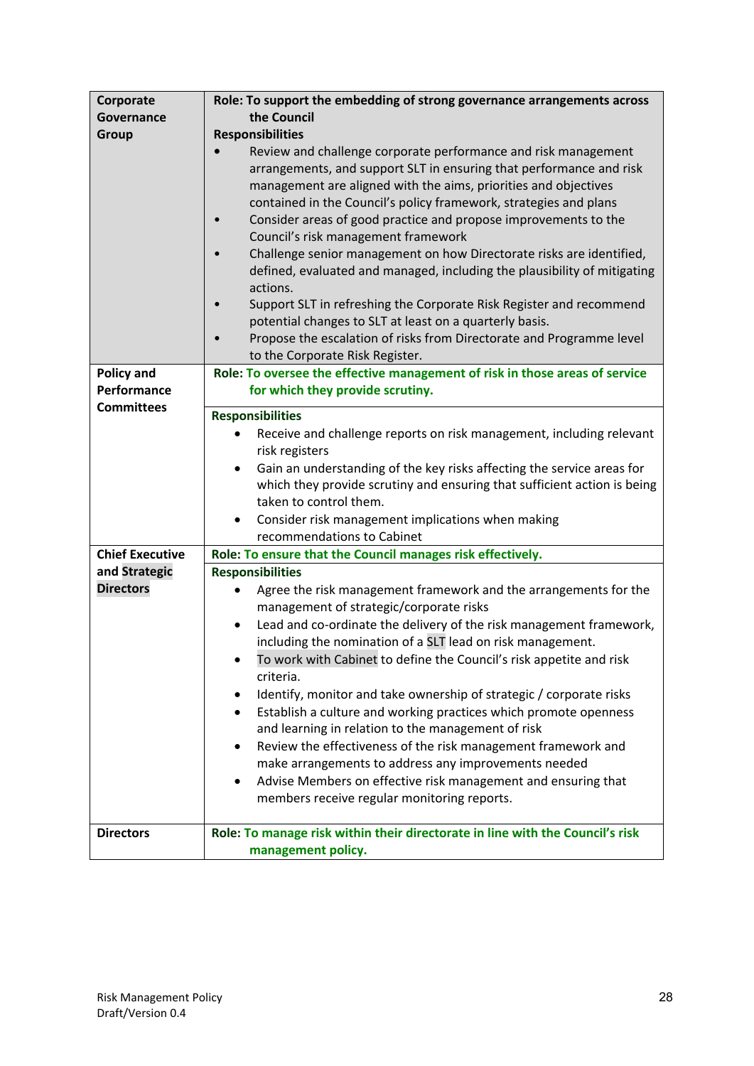| | |
|---|---|
| **Corporate Governance Group** | **Role: To support the embedding of strong governance arrangements across the Council**<br>**Responsibilities**<br>• Review and challenge corporate performance and risk management arrangements, and support SLT in ensuring that performance and risk management are aligned with the aims, priorities and objectives contained in the Council's policy framework, strategies and plans<br>• Consider areas of good practice and propose improvements to the Council's risk management framework<br>• Challenge senior management on how Directorate risks are identified, defined, evaluated and managed, including the plausibility of mitigating actions.<br>• Support SLT in refreshing the Corporate Risk Register and recommend potential changes to SLT at least on a quarterly basis.<br>• Propose the escalation of risks from Directorate and Programme level to the Corporate Risk Register. |
| **Policy and Performance Committees** | **Role: To oversee the effective management of risk in those areas of service for which they provide scrutiny.**<br>**Responsibilities**<br>• Receive and challenge reports on risk management, including relevant risk registers<br>• Gain an understanding of the key risks affecting the service areas for which they provide scrutiny and ensuring that sufficient action is being taken to control them.<br>• Consider risk management implications when making recommendations to Cabinet |
| **Chief Executive and Strategic Directors** | **Role: To ensure that the Council manages risk effectively.**<br>**Responsibilities**<br>• Agree the risk management framework and the arrangements for the management of strategic/corporate risks<br>• Lead and co-ordinate the delivery of the risk management framework, including the nomination of a SLT lead on risk management.<br>• To work with Cabinet to define the Council's risk appetite and risk criteria.<br>• Identify, monitor and take ownership of strategic / corporate risks<br>• Establish a culture and working practices which promote openness and learning in relation to the management of risk<br>• Review the effectiveness of the risk management framework and make arrangements to address any improvements needed<br>• Advise Members on effective risk management and ensuring that members receive regular monitoring reports. |
| **Directors** | **Role: To manage risk within their directorate in line with the Council's risk management policy.** |

Risk Management Policy
Draft/Version 0.4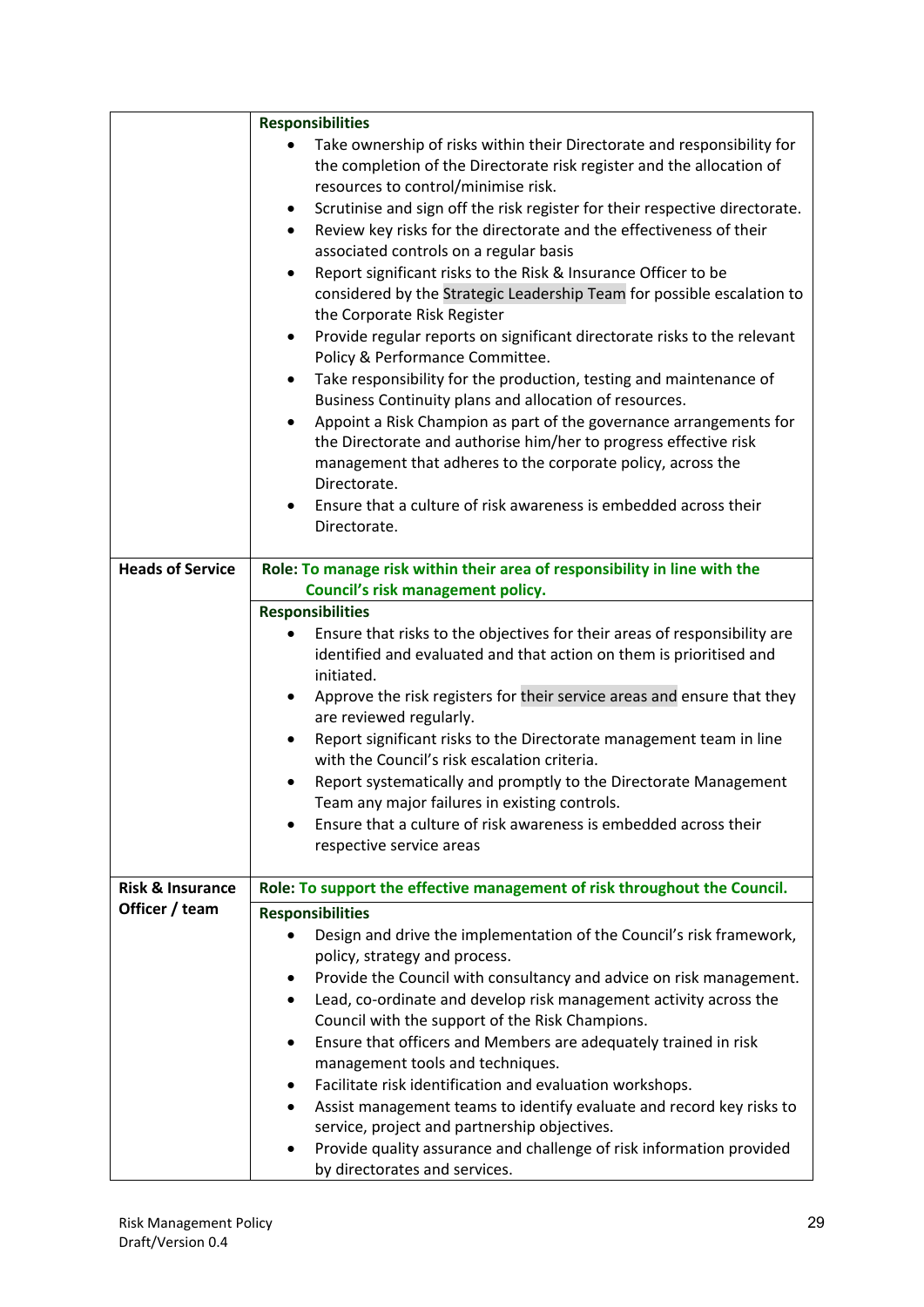| | |
|---|---|
| | **Responsibilities**<br>• Take ownership of risks within their Directorate and responsibility for the completion of the Directorate risk register and the allocation of resources to control/minimise risk.<br>• Scrutinise and sign off the risk register for their respective directorate.<br>• Review key risks for the directorate and the effectiveness of their associated controls on a regular basis<br>• Report significant risks to the Risk & Insurance Officer to be considered by the Strategic Leadership Team for possible escalation to the Corporate Risk Register<br>• Provide regular reports on significant directorate risks to the relevant Policy & Performance Committee.<br>• Take responsibility for the production, testing and maintenance of Business Continuity plans and allocation of resources.<br>• Appoint a Risk Champion as part of the governance arrangements for the Directorate and authorise him/her to progress effective risk management that adheres to the corporate policy, across the Directorate.<br>• Ensure that a culture of risk awareness is embedded across their Directorate. |
| **Heads of Service** | **Role: To manage risk within their area of responsibility in line with the Council's risk management policy.** |
| | **Responsibilities**<br>• Ensure that risks to the objectives for their areas of responsibility are identified and evaluated and that action on them is prioritised and initiated.<br>• Approve the risk registers for their service areas and ensure that they are reviewed regularly.<br>• Report significant risks to the Directorate management team in line with the Council's risk escalation criteria.<br>• Report systematically and promptly to the Directorate Management Team any major failures in existing controls.<br>• Ensure that a culture of risk awareness is embedded across their respective service areas |
| **Risk & Insurance Officer / team** | **Role: To support the effective management of risk throughout the Council.** |
| | **Responsibilities**<br>• Design and drive the implementation of the Council's risk framework, policy, strategy and process.<br>• Provide the Council with consultancy and advice on risk management.<br>• Lead, co-ordinate and develop risk management activity across the Council with the support of the Risk Champions.<br>• Ensure that officers and Members are adequately trained in risk management tools and techniques.<br>• Facilitate risk identification and evaluation workshops.<br>• Assist management teams to identify evaluate and record key risks to service, project and partnership objectives.<br>• Provide quality assurance and challenge of risk information provided by directorates and services. |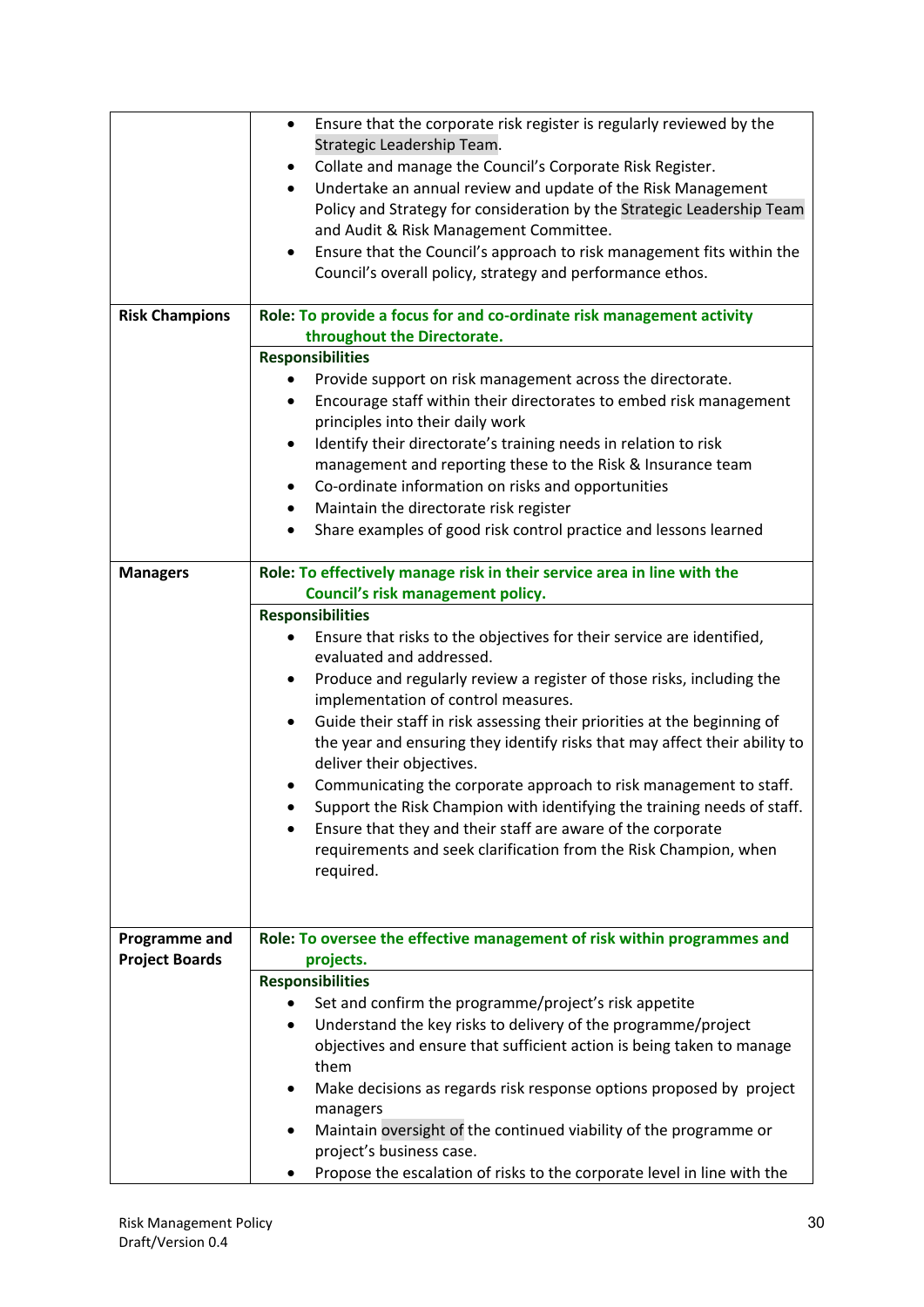| | |
|---|---|
| | • Ensure that the corporate risk register is regularly reviewed by the Strategic Leadership Team.<br>• Collate and manage the Council's Corporate Risk Register.<br>• Undertake an annual review and update of the Risk Management Policy and Strategy for consideration by the Strategic Leadership Team and Audit & Risk Management Committee.<br>• Ensure that the Council's approach to risk management fits within the Council's overall policy, strategy and performance ethos. |
| **Risk Champions** | **Role: To provide a focus for and co-ordinate risk management activity throughout the Directorate.** |
| | **Responsibilities**<br>• Provide support on risk management across the directorate.<br>• Encourage staff within their directorates to embed risk management principles into their daily work<br>• Identify their directorate's training needs in relation to risk management and reporting these to the Risk & Insurance team<br>• Co-ordinate information on risks and opportunities<br>• Maintain the directorate risk register<br>• Share examples of good risk control practice and lessons learned |
| **Managers** | **Role: To effectively manage risk in their service area in line with the Council's risk management policy.** |
| | **Responsibilities**<br>• Ensure that risks to the objectives for their service are identified, evaluated and addressed.<br>• Produce and regularly review a register of those risks, including the implementation of control measures.<br>• Guide their staff in risk assessing their priorities at the beginning of the year and ensuring they identify risks that may affect their ability to deliver their objectives.<br>• Communicating the corporate approach to risk management to staff.<br>• Support the Risk Champion with identifying the training needs of staff.<br>• Ensure that they and their staff are aware of the corporate requirements and seek clarification from the Risk Champion, when required. |
| **Programme and Project Boards** | **Role: To oversee the effective management of risk within programmes and projects.** |
| | **Responsibilities**<br>• Set and confirm the programme/project's risk appetite<br>• Understand the key risks to delivery of the programme/project objectives and ensure that sufficient action is being taken to manage them<br>• Make decisions as regards risk response options proposed by project managers<br>• Maintain oversight of the continued viability of the programme or project's business case.<br>• Propose the escalation of risks to the corporate level in line with the |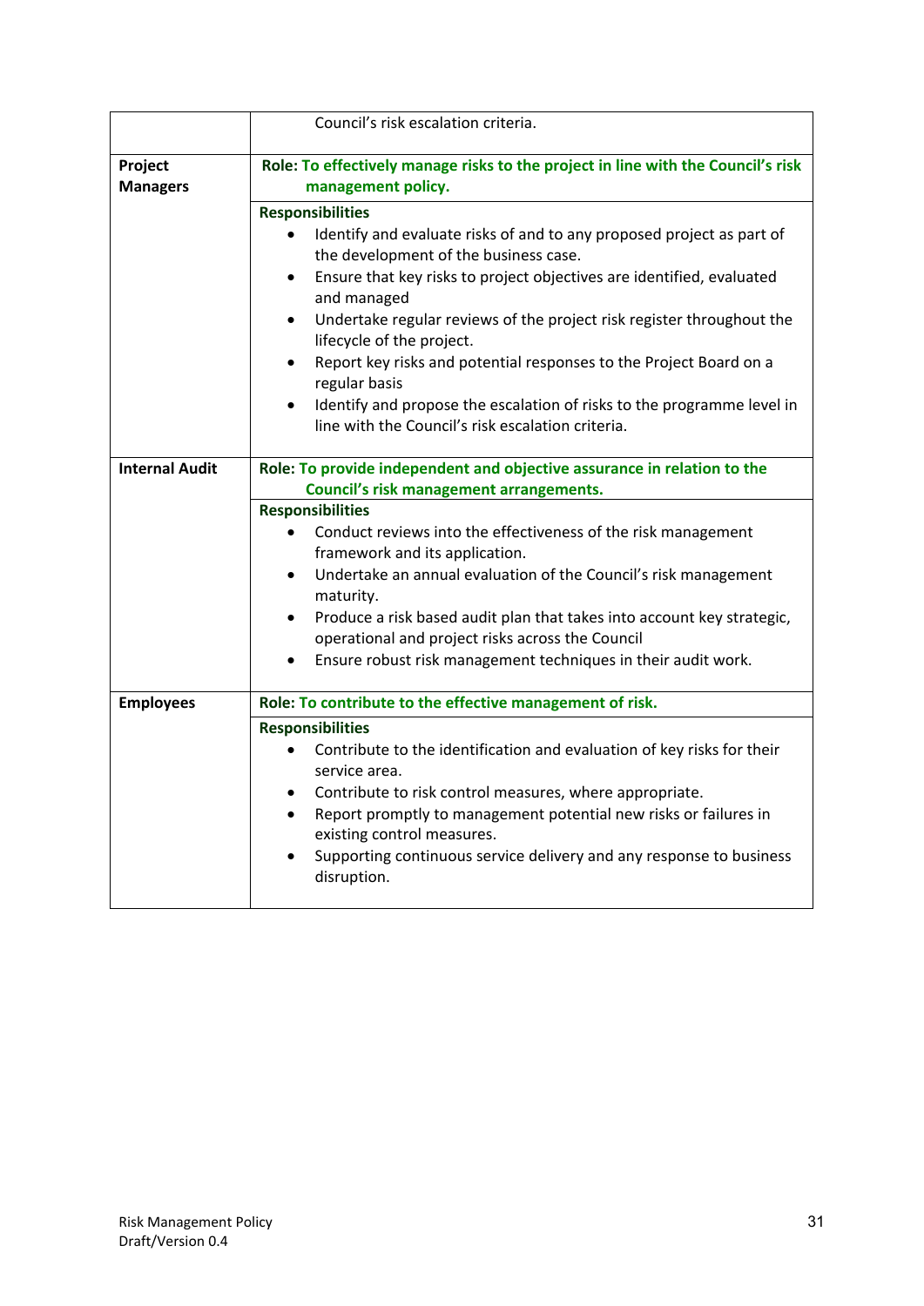| | |
|---|---|
| | Council's risk escalation criteria. |
| **Project Managers** | **Role: To effectively manage risks to the project in line with the Council's risk management policy.** |
| | **Responsibilities**<br>• Identify and evaluate risks of and to any proposed project as part of the development of the business case.<br>• Ensure that key risks to project objectives are identified, evaluated and managed<br>• Undertake regular reviews of the project risk register throughout the lifecycle of the project.<br>• Report key risks and potential responses to the Project Board on a regular basis<br>• Identify and propose the escalation of risks to the programme level in line with the Council's risk escalation criteria. |
| **Internal Audit** | **Role: To provide independent and objective assurance in relation to the Council's risk management arrangements.** |
| | **Responsibilities**<br>• Conduct reviews into the effectiveness of the risk management framework and its application.<br>• Undertake an annual evaluation of the Council's risk management maturity.<br>• Produce a risk based audit plan that takes into account key strategic, operational and project risks across the Council<br>• Ensure robust risk management techniques in their audit work. |
| **Employees** | **Role: To contribute to the effective management of risk.** |
| | **Responsibilities**<br>• Contribute to the identification and evaluation of key risks for their service area.<br>• Contribute to risk control measures, where appropriate.<br>• Report promptly to management potential new risks or failures in existing control measures.<br>• Supporting continuous service delivery and any response to business disruption. |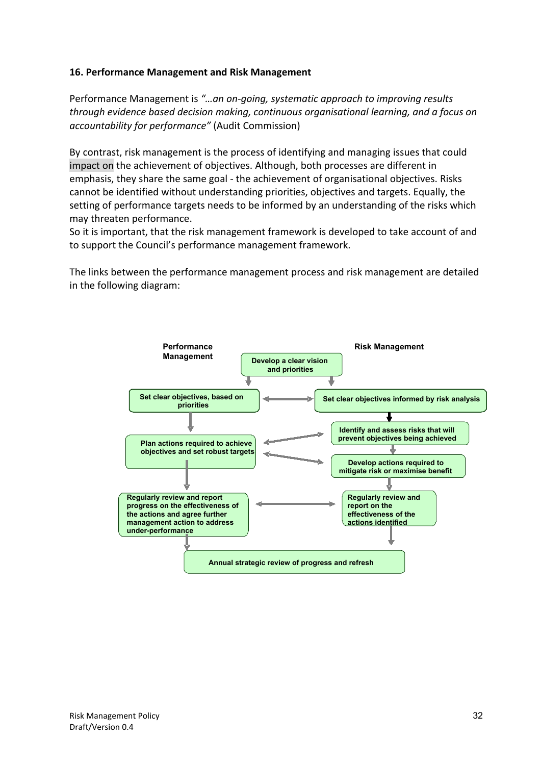## 16. Performance Management and Risk Management

Performance Management is *"…an on-going, systematic approach to improving results through evidence based decision making, continuous organisational learning, and a focus on accountability for performance"* (Audit Commission)

By contrast, risk management is the process of identifying and managing issues that could impact on the achievement of objectives. Although, both processes are different in emphasis, they share the same goal - the achievement of organisational objectives. Risks cannot be identified without understanding priorities, objectives and targets. Equally, the setting of performance targets needs to be informed by an understanding of the risks which may threaten performance.
So it is important, that the risk management framework is developed to take account of and to support the Council's performance management framework.

The links between the performance management process and risk management are detailed in the following diagram:

**Performance Management**

**Risk Management**

**Develop a clear vision and priorities**

**Set clear objectives, based on priorities**

**Set clear objectives informed by risk analysis**

**Identify and assess risks that will prevent objectives being achieved**

**Plan actions required to achieve objectives and set robust targets**

**Develop actions required to mitigate risk or maximise benefit**

**Regularly review and report progress on the effectiveness of the actions and agree further management action to address under-performance**

**Regularly review and report on the effectiveness of the actions identified**

**Annual strategic review of progress and refresh**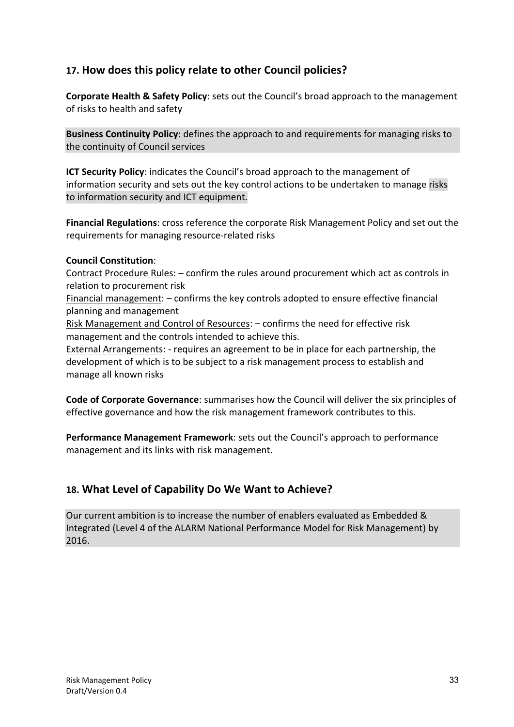## 17. How does this policy relate to other Council policies?

**Corporate Health & Safety Policy**: sets out the Council's broad approach to the management of risks to health and safety

**Business Continuity Policy**: defines the approach to and requirements for managing risks to the continuity of Council services

**ICT Security Policy**: indicates the Council's broad approach to the management of information security and sets out the key control actions to be undertaken to manage risks to information security and ICT equipment.

**Financial Regulations**: cross reference the corporate Risk Management Policy and set out the requirements for managing resource-related risks

**Council Constitution**:
Contract Procedure Rules: – confirm the rules around procurement which act as controls in relation to procurement risk
Financial management: – confirms the key controls adopted to ensure effective financial planning and management
Risk Management and Control of Resources: – confirms the need for effective risk management and the controls intended to achieve this.
External Arrangements: - requires an agreement to be in place for each partnership, the development of which is to be subject to a risk management process to establish and manage all known risks

**Code of Corporate Governance**: summarises how the Council will deliver the six principles of effective governance and how the risk management framework contributes to this.

**Performance Management Framework**: sets out the Council's approach to performance management and its links with risk management.

## 18. What Level of Capability Do We Want to Achieve?

Our current ambition is to increase the number of enablers evaluated as Embedded & Integrated (Level 4 of the ALARM National Performance Model for Risk Management) by 2016.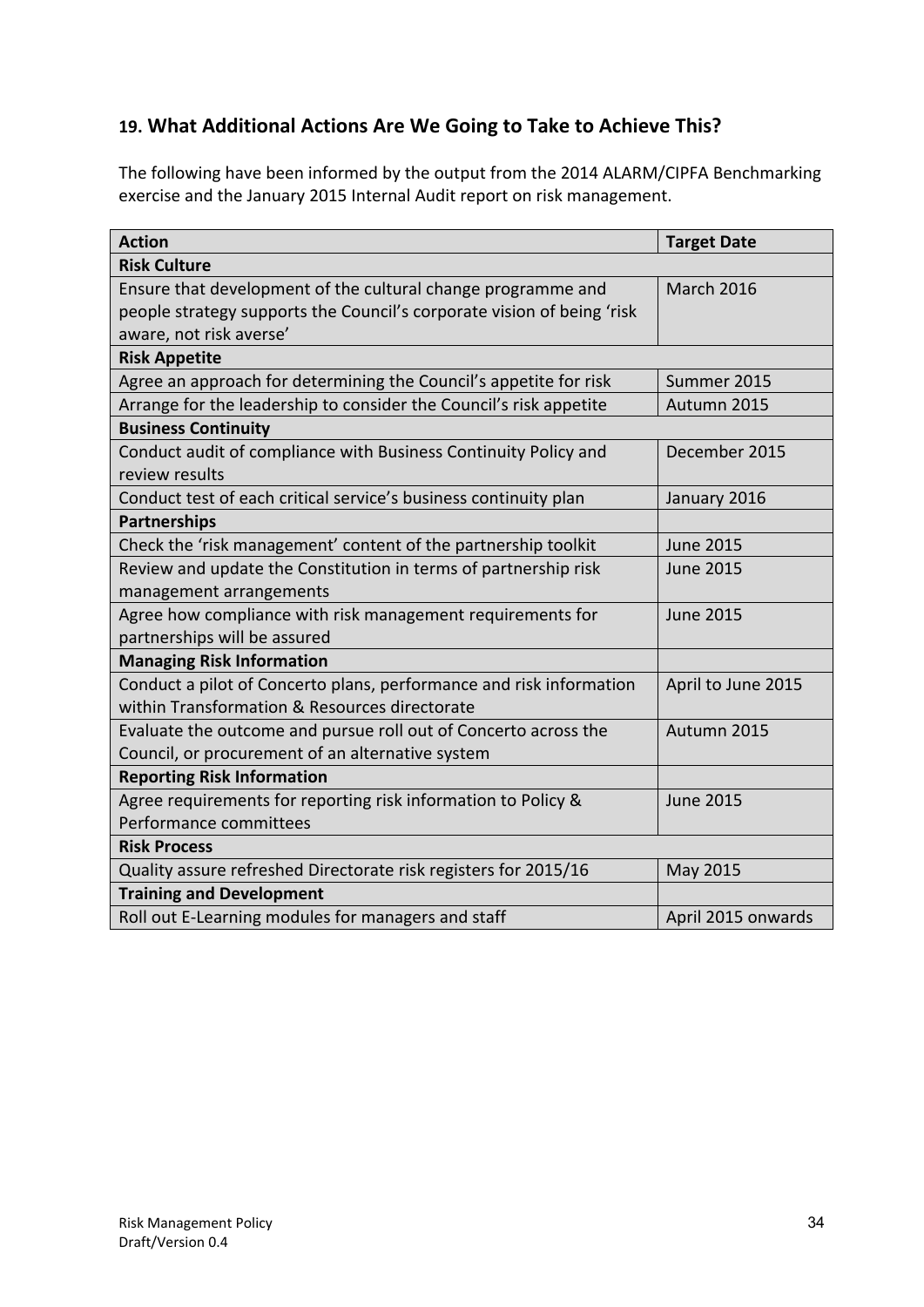## 19. What Additional Actions Are We Going to Take to Achieve This?

The following have been informed by the output from the 2014 ALARM/CIPFA Benchmarking exercise and the January 2015 Internal Audit report on risk management.

| Action | Target Date |
|---|---|
| **Risk Culture** | |
| Ensure that development of the cultural change programme and people strategy supports the Council's corporate vision of being 'risk aware, not risk averse' | March 2016 |
| **Risk Appetite** | |
| Agree an approach for determining the Council's appetite for risk | Summer 2015 |
| Arrange for the leadership to consider the Council's risk appetite | Autumn 2015 |
| **Business Continuity** | |
| Conduct audit of compliance with Business Continuity Policy and review results | December 2015 |
| Conduct test of each critical service's business continuity plan | January 2016 |
| **Partnerships** | |
| Check the 'risk management' content of the partnership toolkit | June 2015 |
| Review and update the Constitution in terms of partnership risk management arrangements | June 2015 |
| Agree how compliance with risk management requirements for partnerships will be assured | June 2015 |
| **Managing Risk Information** | |
| Conduct a pilot of Concerto plans, performance and risk information within Transformation & Resources directorate | April to June 2015 |
| Evaluate the outcome and pursue roll out of Concerto across the Council, or procurement of an alternative system | Autumn 2015 |
| **Reporting Risk Information** | |
| Agree requirements for reporting risk information to Policy & Performance committees | June 2015 |
| **Risk Process** | |
| Quality assure refreshed Directorate risk registers for 2015/16 | May 2015 |
| **Training and Development** | |
| Roll out E-Learning modules for managers and staff | April 2015 onwards |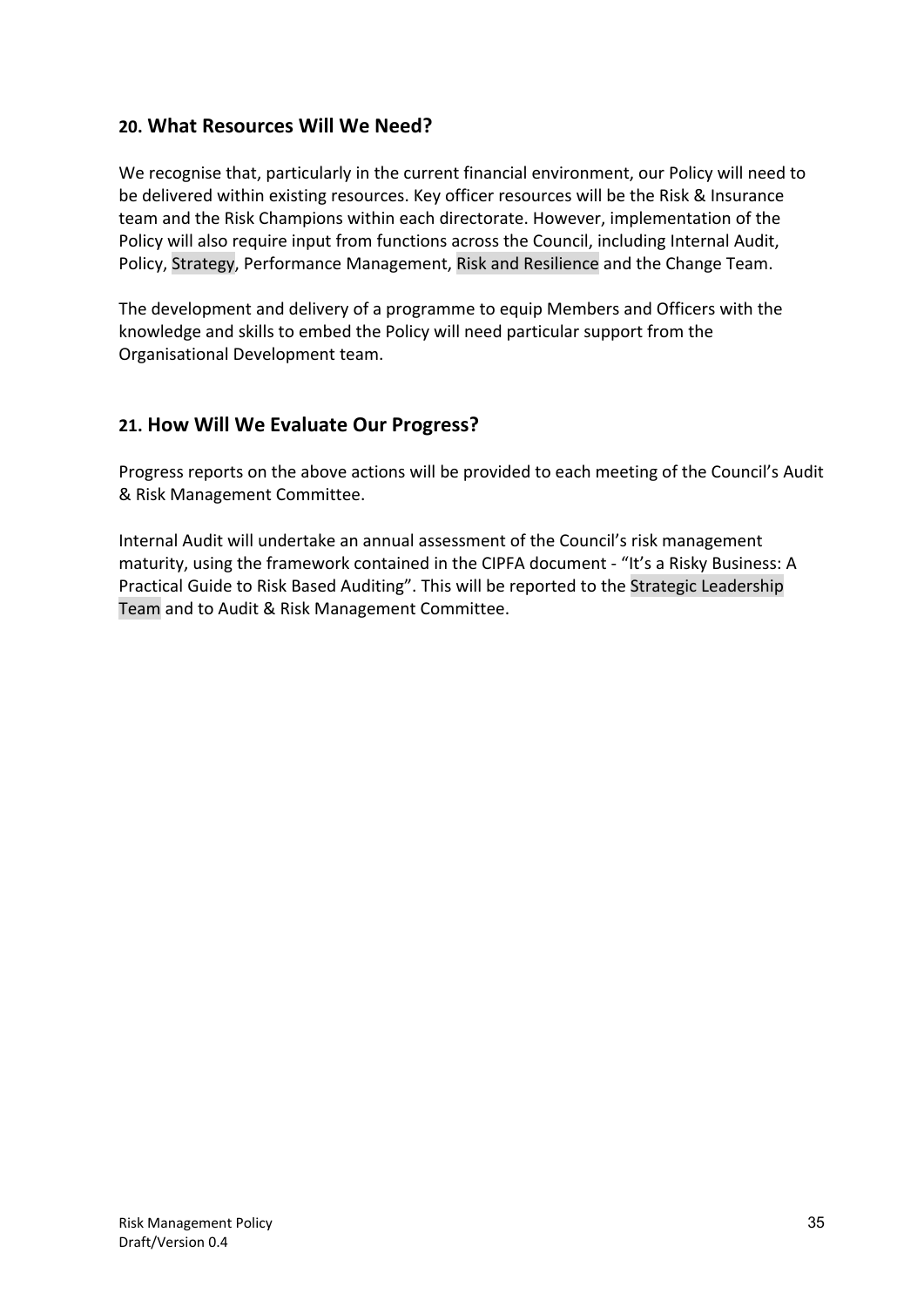## 20. What Resources Will We Need?

We recognise that, particularly in the current financial environment, our Policy will need to be delivered within existing resources. Key officer resources will be the Risk & Insurance team and the Risk Champions within each directorate. However, implementation of the Policy will also require input from functions across the Council, including Internal Audit, Policy, Strategy, Performance Management, Risk and Resilience and the Change Team.

The development and delivery of a programme to equip Members and Officers with the knowledge and skills to embed the Policy will need particular support from the Organisational Development team.

## 21. How Will We Evaluate Our Progress?

Progress reports on the above actions will be provided to each meeting of the Council's Audit & Risk Management Committee.

Internal Audit will undertake an annual assessment of the Council's risk management maturity, using the framework contained in the CIPFA document - "It's a Risky Business: A Practical Guide to Risk Based Auditing". This will be reported to the Strategic Leadership Team and to Audit & Risk Management Committee.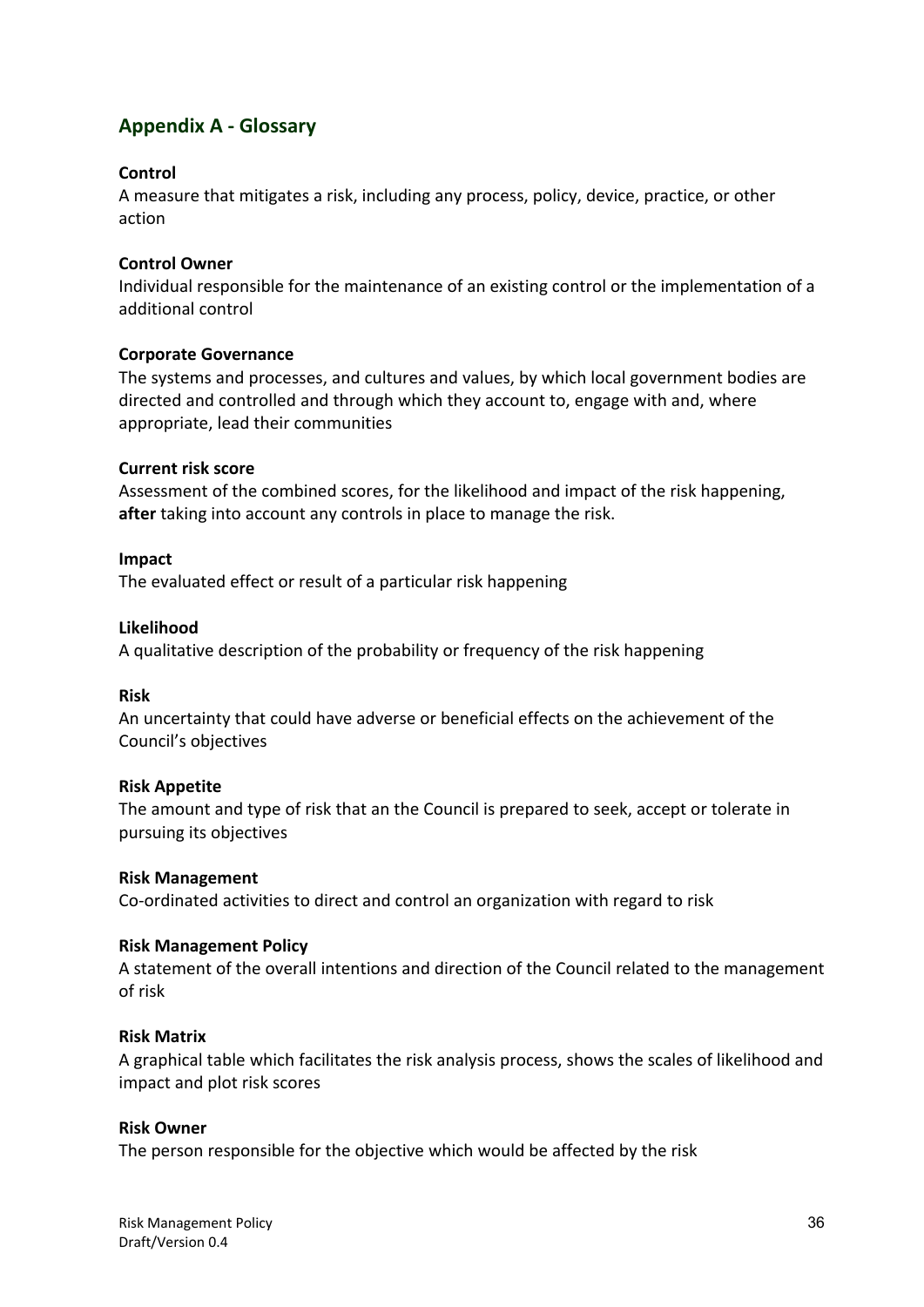## Appendix A - Glossary

**Control**

A measure that mitigates a risk, including any process, policy, device, practice, or other action

**Control Owner**

Individual responsible for the maintenance of an existing control or the implementation of a additional control

**Corporate Governance**

The systems and processes, and cultures and values, by which local government bodies are directed and controlled and through which they account to, engage with and, where appropriate, lead their communities

**Current risk score**

Assessment of the combined scores, for the likelihood and impact of the risk happening, **after** taking into account any controls in place to manage the risk.

**Impact**

The evaluated effect or result of a particular risk happening

**Likelihood**

A qualitative description of the probability or frequency of the risk happening

**Risk**

An uncertainty that could have adverse or beneficial effects on the achievement of the Council's objectives

**Risk Appetite**

The amount and type of risk that an the Council is prepared to seek, accept or tolerate in pursuing its objectives

**Risk Management**

Co-ordinated activities to direct and control an organization with regard to risk

**Risk Management Policy**

A statement of the overall intentions and direction of the Council related to the management of risk

**Risk Matrix**

A graphical table which facilitates the risk analysis process, shows the scales of likelihood and impact and plot risk scores

**Risk Owner**

The person responsible for the objective which would be affected by the risk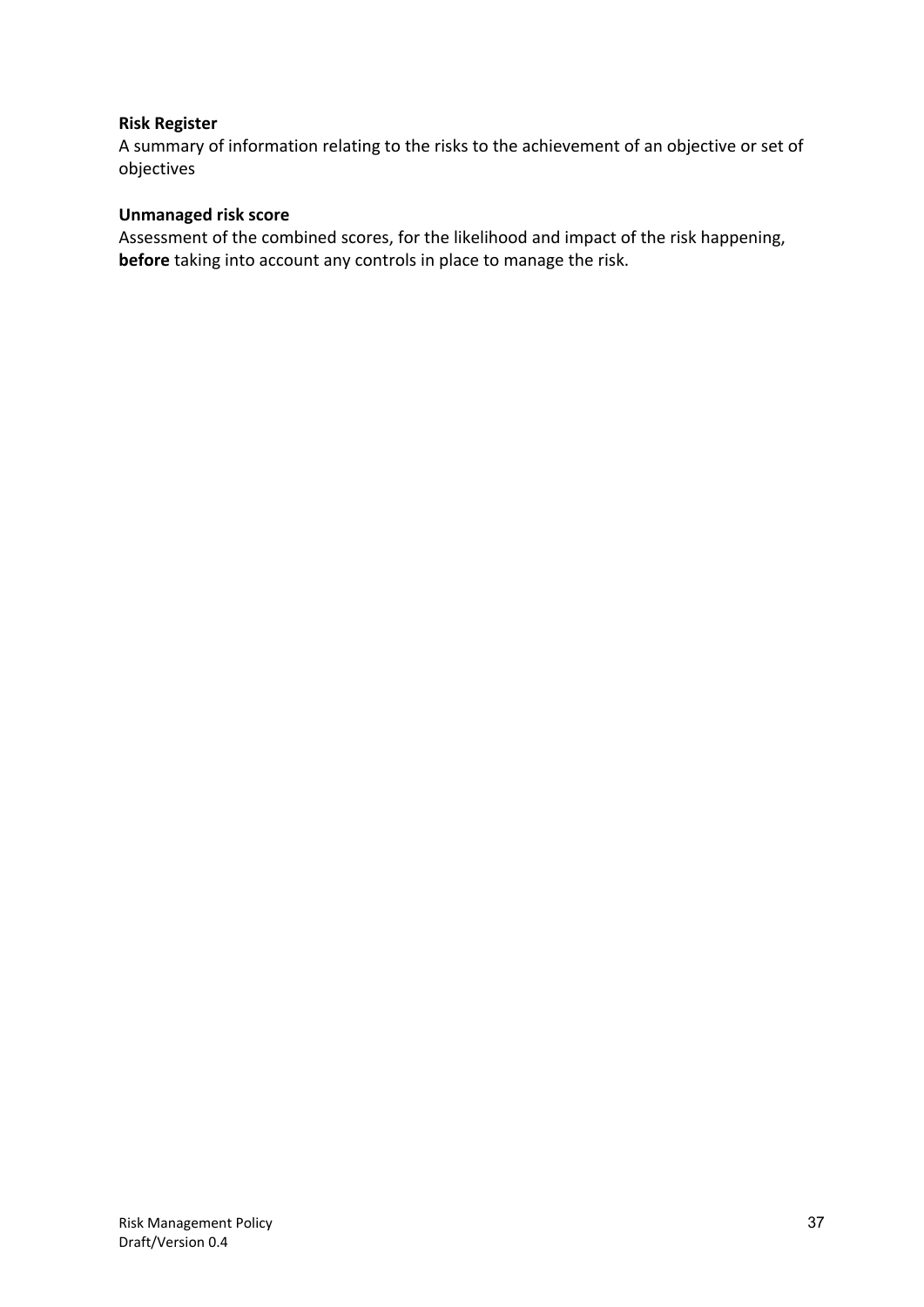**Risk Register**
A summary of information relating to the risks to the achievement of an objective or set of objectives

**Unmanaged risk score**
Assessment of the combined scores, for the likelihood and impact of the risk happening, **before** taking into account any controls in place to manage the risk.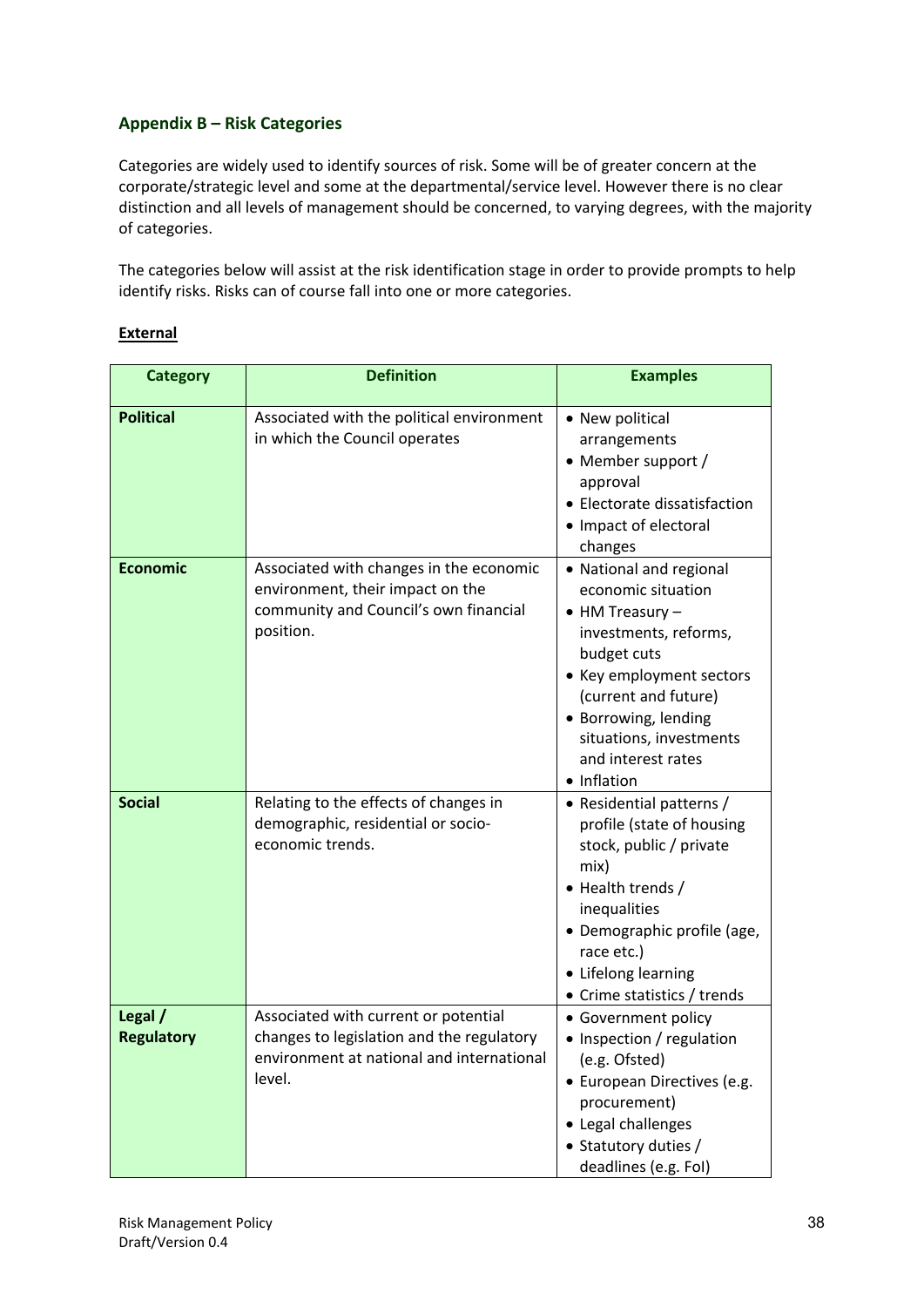### Appendix B – Risk Categories

Categories are widely used to identify sources of risk. Some will be of greater concern at the corporate/strategic level and some at the departmental/service level. However there is no clear distinction and all levels of management should be concerned, to varying degrees, with the majority of categories.

The categories below will assist at the risk identification stage in order to provide prompts to help identify risks. Risks can of course fall into one or more categories.

**External**

| Category | Definition | Examples |
|---|---|---|
| **Political** | Associated with the political environment in which the Council operates | • New political arrangements<br>• Member support / approval<br>• Electorate dissatisfaction<br>• Impact of electoral changes |
| **Economic** | Associated with changes in the economic environment, their impact on the community and Council's own financial position. | • National and regional economic situation<br>• HM Treasury – investments, reforms, budget cuts<br>• Key employment sectors (current and future)<br>• Borrowing, lending situations, investments and interest rates<br>• Inflation |
| **Social** | Relating to the effects of changes in demographic, residential or socio-economic trends. | • Residential patterns / profile (state of housing stock, public / private mix)<br>• Health trends / inequalities<br>• Demographic profile (age, race etc.)<br>• Lifelong learning<br>• Crime statistics / trends |
| **Legal / Regulatory** | Associated with current or potential changes to legislation and the regulatory environment at national and international level. | • Government policy<br>• Inspection / regulation (e.g. Ofsted)<br>• European Directives (e.g. procurement)<br>• Legal challenges<br>• Statutory duties / deadlines (e.g. FoI) |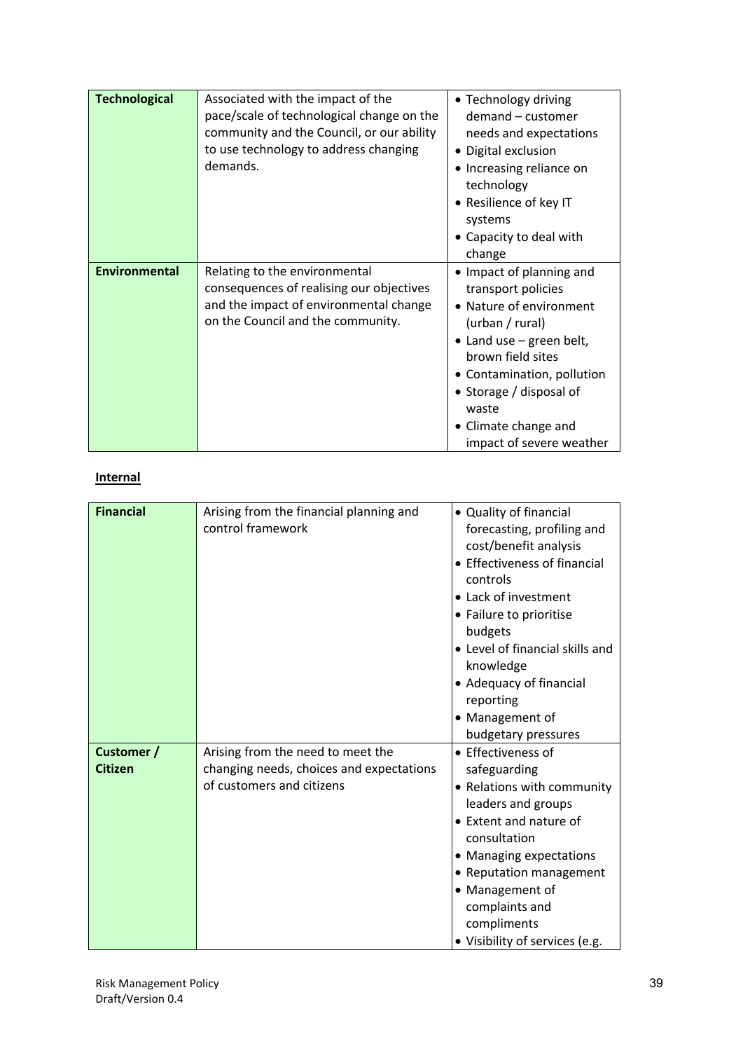| | | |
|---|---|---|
| **Technological** | Associated with the impact of the pace/scale of technological change on the community and the Council, or our ability to use technology to address changing demands. | • Technology driving demand – customer needs and expectations<br>• Digital exclusion<br>• Increasing reliance on technology<br>• Resilience of key IT systems<br>• Capacity to deal with change |
| **Environmental** | Relating to the environmental consequences of realising our objectives and the impact of environmental change on the Council and the community. | • Impact of planning and transport policies<br>• Nature of environment (urban / rural)<br>• Land use – green belt, brown field sites<br>• Contamination, pollution<br>• Storage / disposal of waste<br>• Climate change and impact of severe weather |

**Internal**

| | | |
|---|---|---|
| **Financial** | Arising from the financial planning and control framework | • Quality of financial forecasting, profiling and cost/benefit analysis<br>• Effectiveness of financial controls<br>• Lack of investment<br>• Failure to prioritise budgets<br>• Level of financial skills and knowledge<br>• Adequacy of financial reporting<br>• Management of budgetary pressures |
| **Customer / Citizen** | Arising from the need to meet the changing needs, choices and expectations of customers and citizens | • Effectiveness of safeguarding<br>• Relations with community leaders and groups<br>• Extent and nature of consultation<br>• Managing expectations<br>• Reputation management<br>• Management of complaints and compliments<br>• Visibility of services (e.g. |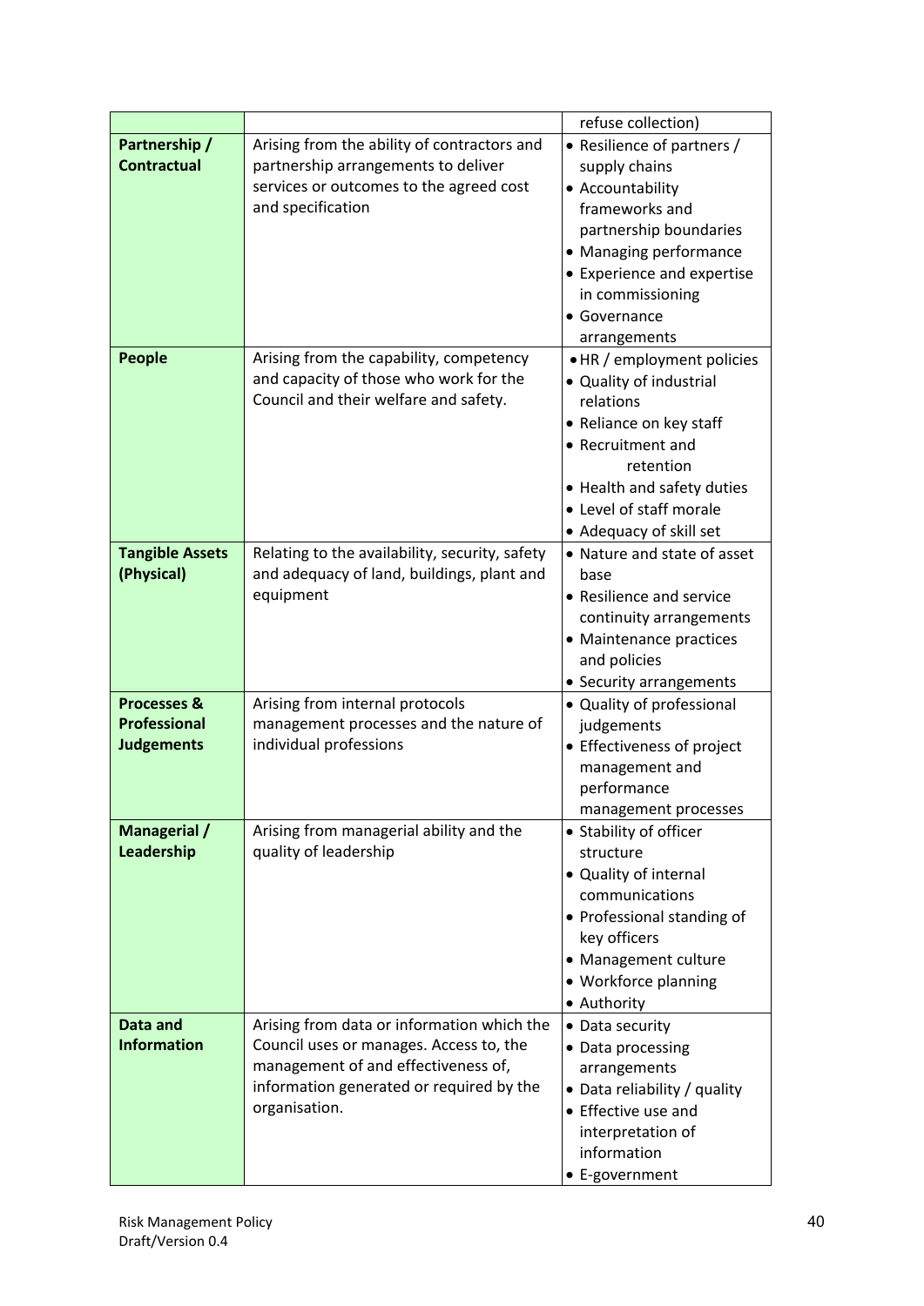| | | refuse collection) |
|---|---|---|
| **Partnership / Contractual** | Arising from the ability of contractors and partnership arrangements to deliver services or outcomes to the agreed cost and specification | • Resilience of partners / supply chains<br>• Accountability frameworks and partnership boundaries<br>• Managing performance<br>• Experience and expertise in commissioning<br>• Governance arrangements |
| **People** | Arising from the capability, competency and capacity of those who work for the Council and their welfare and safety. | • HR / employment policies<br>• Quality of industrial relations<br>• Reliance on key staff<br>• Recruitment and retention<br>• Health and safety duties<br>• Level of staff morale<br>• Adequacy of skill set |
| **Tangible Assets (Physical)** | Relating to the availability, security, safety and adequacy of land, buildings, plant and equipment | • Nature and state of asset base<br>• Resilience and service continuity arrangements<br>• Maintenance practices and policies<br>• Security arrangements |
| **Processes & Professional Judgements** | Arising from internal protocols management processes and the nature of individual professions | • Quality of professional judgements<br>• Effectiveness of project management and performance management processes |
| **Managerial / Leadership** | Arising from managerial ability and the quality of leadership | • Stability of officer structure<br>• Quality of internal communications<br>• Professional standing of key officers<br>• Management culture<br>• Workforce planning<br>• Authority |
| **Data and Information** | Arising from data or information which the Council uses or manages. Access to, the management of and effectiveness of, information generated or required by the organisation. | • Data security<br>• Data processing arrangements<br>• Data reliability / quality<br>• Effective use and interpretation of information<br>• E-government |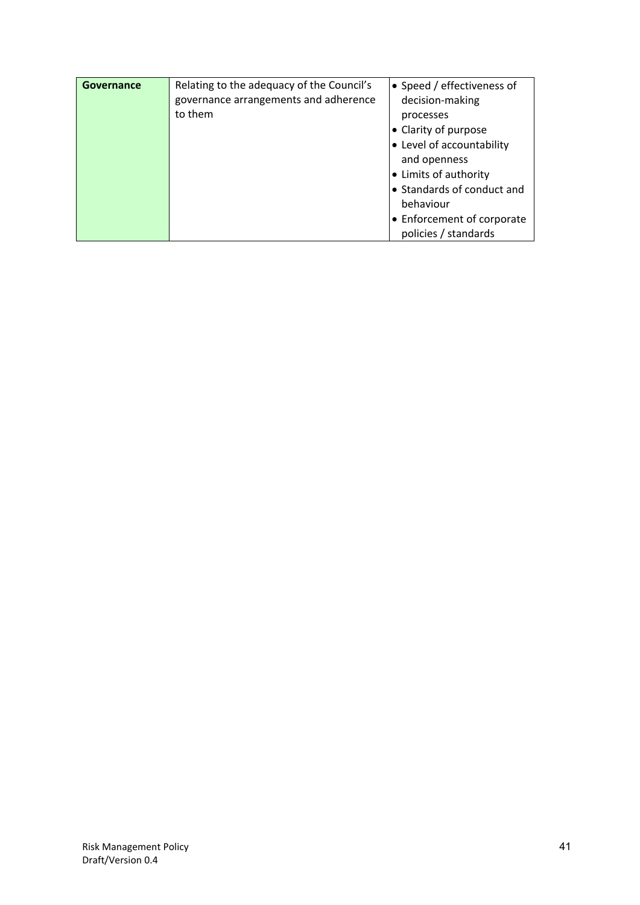| **Governance** | Relating to the adequacy of the Council's governance arrangements and adherence to them | • Speed / effectiveness of decision-making processes<br>• Clarity of purpose<br>• Level of accountability and openness<br>• Limits of authority<br>• Standards of conduct and behaviour<br>• Enforcement of corporate policies / standards |
|---|---|---|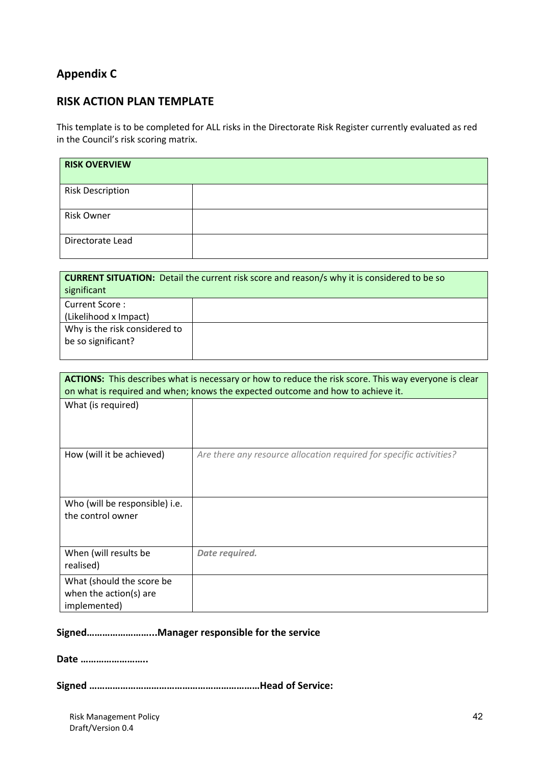## Appendix C

## RISK ACTION PLAN TEMPLATE

This template is to be completed for ALL risks in the Directorate Risk Register currently evaluated as red in the Council's risk scoring matrix.

| **RISK OVERVIEW** | |
|---|---|
| Risk Description | |
| Risk Owner | |
| Directorate Lead | |

| **CURRENT SITUATION:** Detail the current risk score and reason/s why it is considered to be so significant | |
|---|---|
| Current Score : (Likelihood x Impact) | |
| Why is the risk considered to be so significant? | |

| **ACTIONS:** This describes what is necessary or how to reduce the risk score. This way everyone is clear on what is required and when; knows the expected outcome and how to achieve it. | |
|---|---|
| What (is required) | |
| How (will it be achieved) | *Are there any resource allocation required for specific activities?* |
| Who (will be responsible) i.e. the control owner | |
| When (will results be realised) | ***Date required.*** |
| What (should the score be when the action(s) are implemented) | |

**Signed……………………...Manager responsible for the service**

**Date ……………………..**

**Signed …………………………………………………………Head of Service:**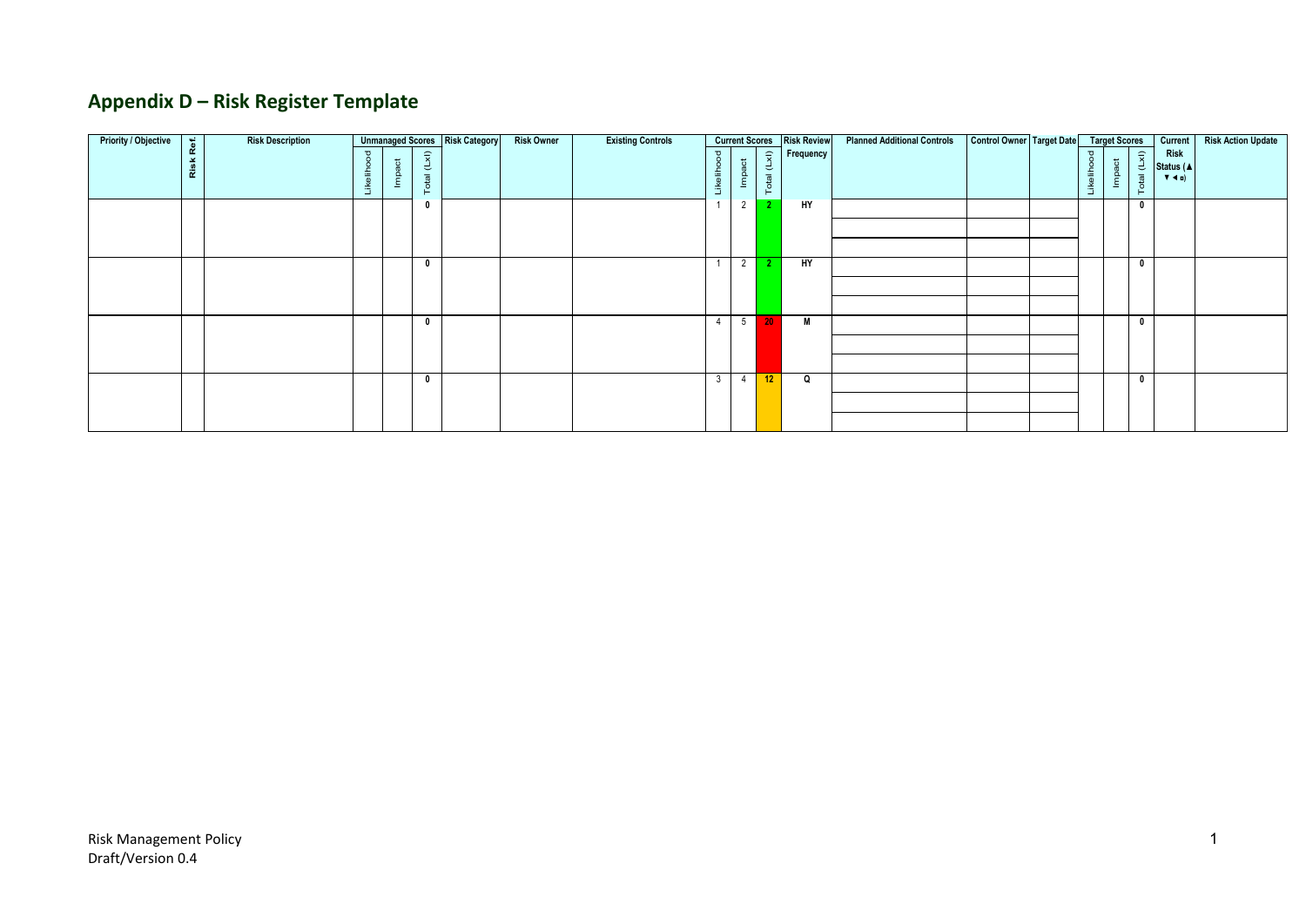## Appendix D – Risk Register Template

| Priority / Objective | Risk Ref. | Risk Description | Unmanaged Scores | | | Risk Category | Risk Owner | Existing Controls | Current Scores | | | Risk Review Frequency | Planned Additional Controls | Control Owner | Target Date | Target Scores | | | Current Risk Status (▲▼◄■) | Risk Action Update |
|---|---|---|---|---|---|---|---|---|---|---|---|---|---|---|---|---|---|---|---|---|
| | | | Likelihood | Impact | Total (LxI) | | | | Likelihood | Impact | Total (LxI) | | | | | Likelihood | Impact | Total (LxI) | | |
| | | | | | 0 | | | | 1 | 2 | 2 | HY | | | | | | 0 | | |
| | | | | | 0 | | | | 1 | 2 | 2 | HY | | | | | | 0 | | |
| | | | | | 0 | | | | 4 | 5 | 20 | M | | | | | | 0 | | |
| | | | | | 0 | | | | 3 | 4 | 12 | Q | | | | | | 0 | | |

Risk Management Policy
Draft/Version 0.4